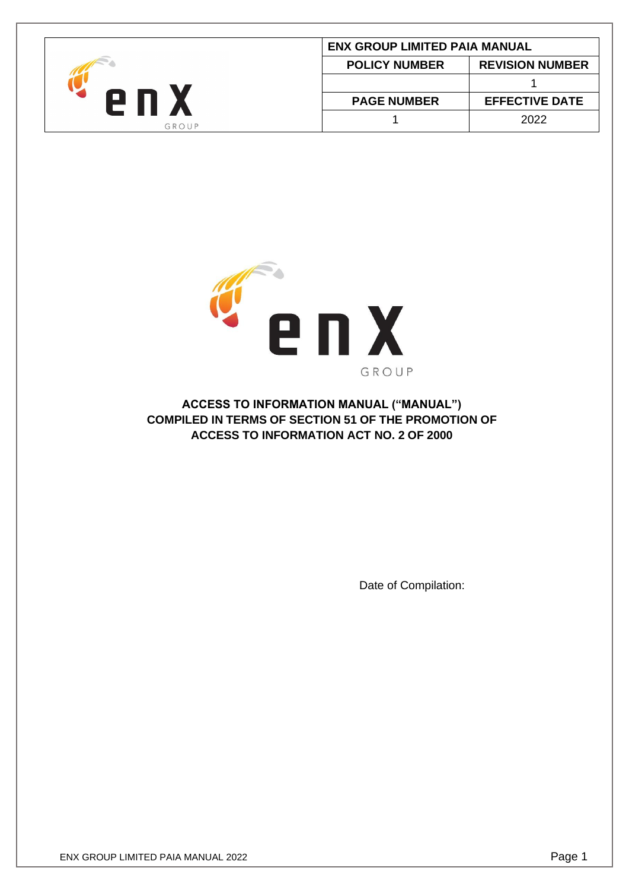| ENX GROUP LIMITED PAIA MANUAL | |
|---|---|
| **POLICY NUMBER** | **REVISION NUMBER** |
| | 1 |
| **PAGE NUMBER** | **EFFECTIVE DATE** |
| 1 | 2022 |

**ACCESS TO INFORMATION MANUAL ("MANUAL") COMPILED IN TERMS OF SECTION 51 OF THE PROMOTION OF ACCESS TO INFORMATION ACT NO. 2 OF 2000**

Date of Compilation: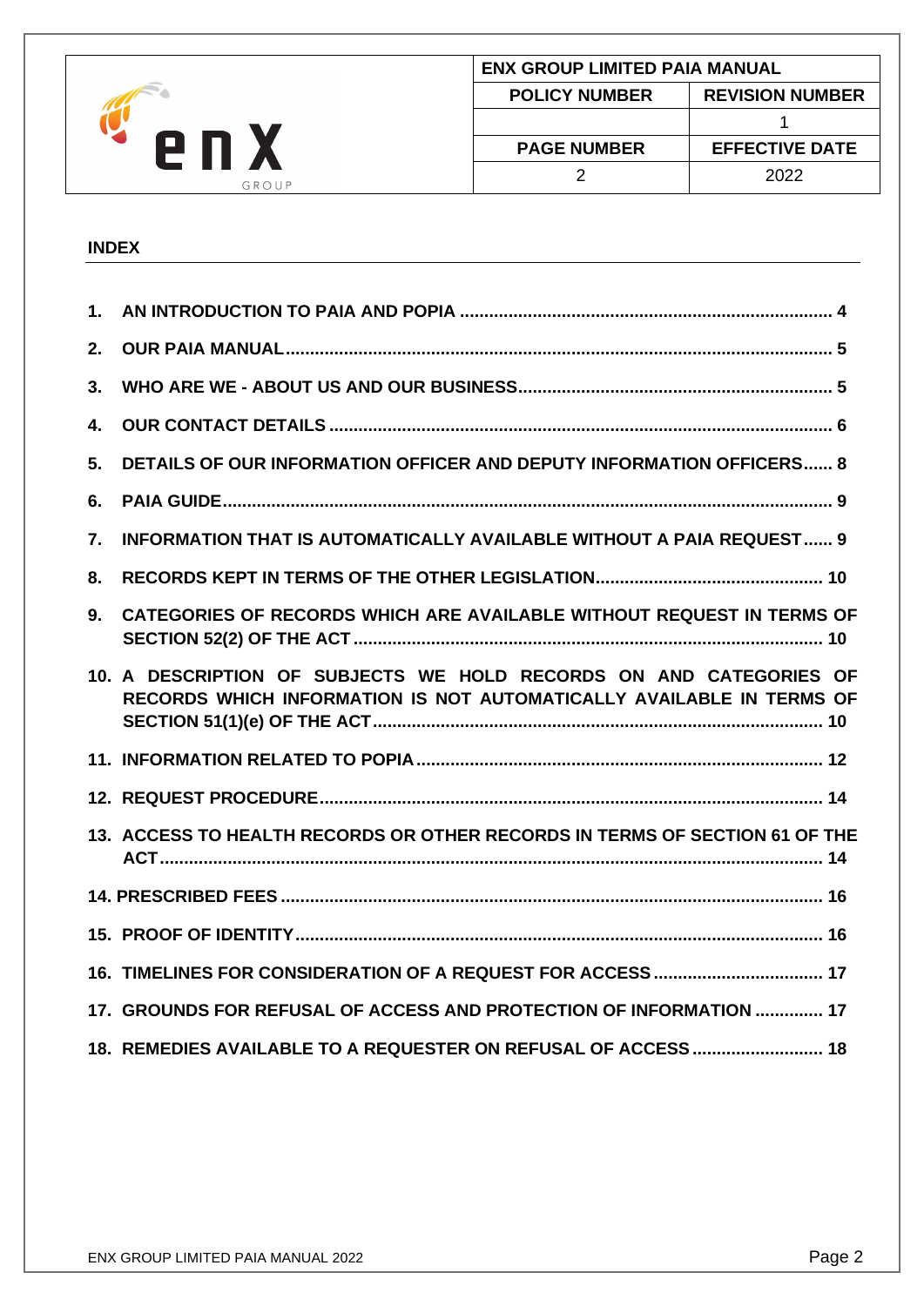## INDEX

| | | |
|---|---|---|
| 1. | AN INTRODUCTION TO PAIA AND POPIA | 4 |
| 2. | OUR PAIA MANUAL | 5 |
| 3. | WHO ARE WE - ABOUT US AND OUR BUSINESS | 5 |
| 4. | OUR CONTACT DETAILS | 6 |
| 5. | DETAILS OF OUR INFORMATION OFFICER AND DEPUTY INFORMATION OFFICERS | 8 |
| 6. | PAIA GUIDE | 9 |
| 7. | INFORMATION THAT IS AUTOMATICALLY AVAILABLE WITHOUT A PAIA REQUEST | 9 |
| 8. | RECORDS KEPT IN TERMS OF THE OTHER LEGISLATION | 10 |
| 9. | CATEGORIES OF RECORDS WHICH ARE AVAILABLE WITHOUT REQUEST IN TERMS OF SECTION 52(2) OF THE ACT | 10 |
| 10. | A DESCRIPTION OF SUBJECTS WE HOLD RECORDS ON AND CATEGORIES OF RECORDS WHICH INFORMATION IS NOT AUTOMATICALLY AVAILABLE IN TERMS OF SECTION 51(1)(e) OF THE ACT | 10 |
| 11. | INFORMATION RELATED TO POPIA | 12 |
| 12. | REQUEST PROCEDURE | 14 |
| 13. | ACCESS TO HEALTH RECORDS OR OTHER RECORDS IN TERMS OF SECTION 61 OF THE ACT | 14 |
| 14. | PRESCRIBED FEES | 16 |
| 15. | PROOF OF IDENTITY | 16 |
| 16. | TIMELINES FOR CONSIDERATION OF A REQUEST FOR ACCESS | 17 |
| 17. | GROUNDS FOR REFUSAL OF ACCESS AND PROTECTION OF INFORMATION | 17 |
| 18. | REMEDIES AVAILABLE TO A REQUESTER ON REFUSAL OF ACCESS | 18 |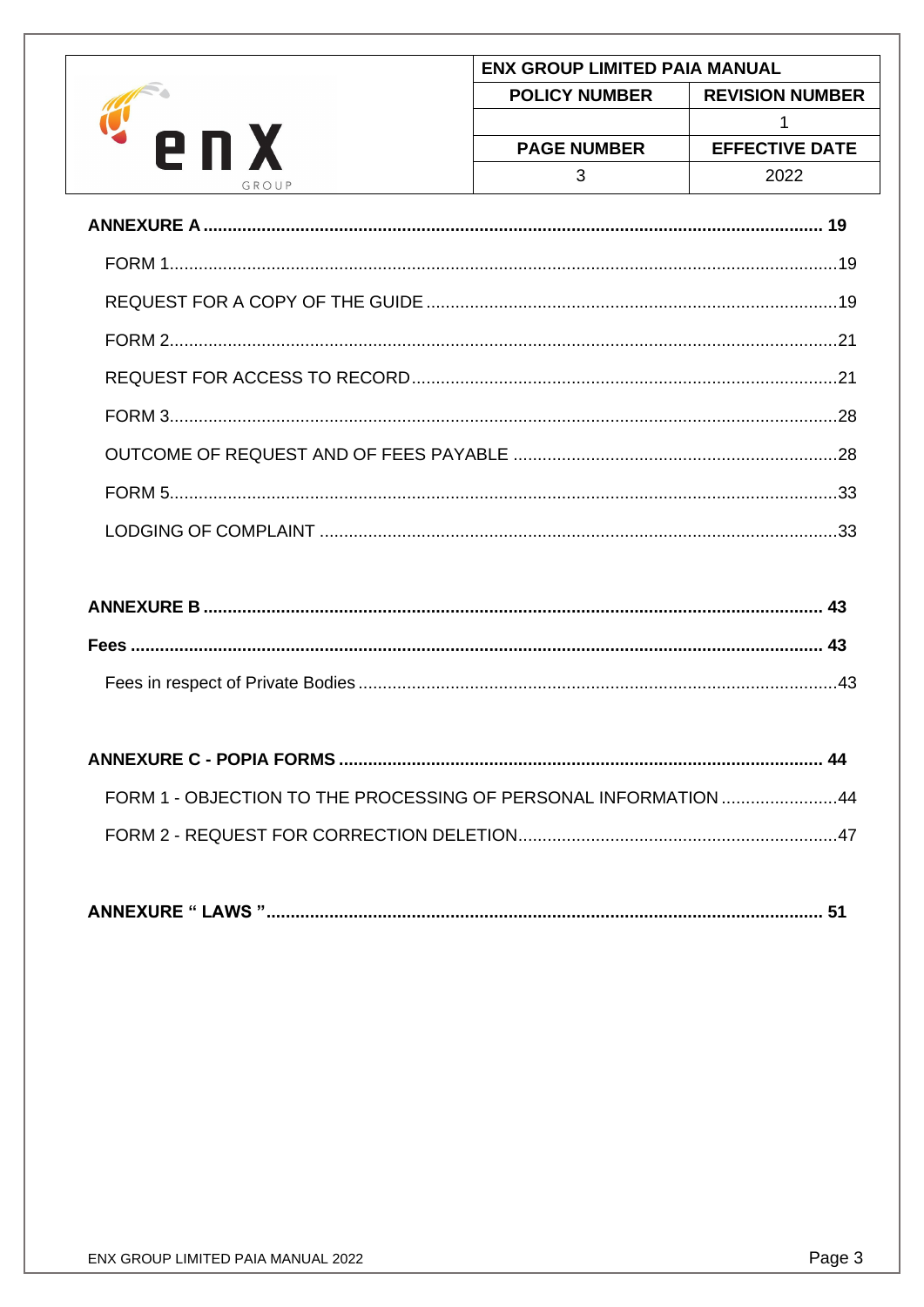**ANNEXURE A** ........................................................................ **19**

FORM 1 ........................................................................ 19

REQUEST FOR A COPY OF THE GUIDE ........................................................................ 19

FORM 2 ........................................................................ 21

REQUEST FOR ACCESS TO RECORD ........................................................................ 21

FORM 3 ........................................................................ 28

OUTCOME OF REQUEST AND OF FEES PAYABLE ........................................................................ 28

FORM 5 ........................................................................ 33

LODGING OF COMPLAINT ........................................................................ 33

**ANNEXURE B** ........................................................................ **43**

**Fees** ........................................................................ **43**

Fees in respect of Private Bodies ........................................................................ 43

**ANNEXURE C - POPIA FORMS** ........................................................................ **44**

FORM 1 - OBJECTION TO THE PROCESSING OF PERSONAL INFORMATION ........................................................................ 44

FORM 2 - REQUEST FOR CORRECTION DELETION ........................................................................ 47

**ANNEXURE " LAWS "** ........................................................................ **51**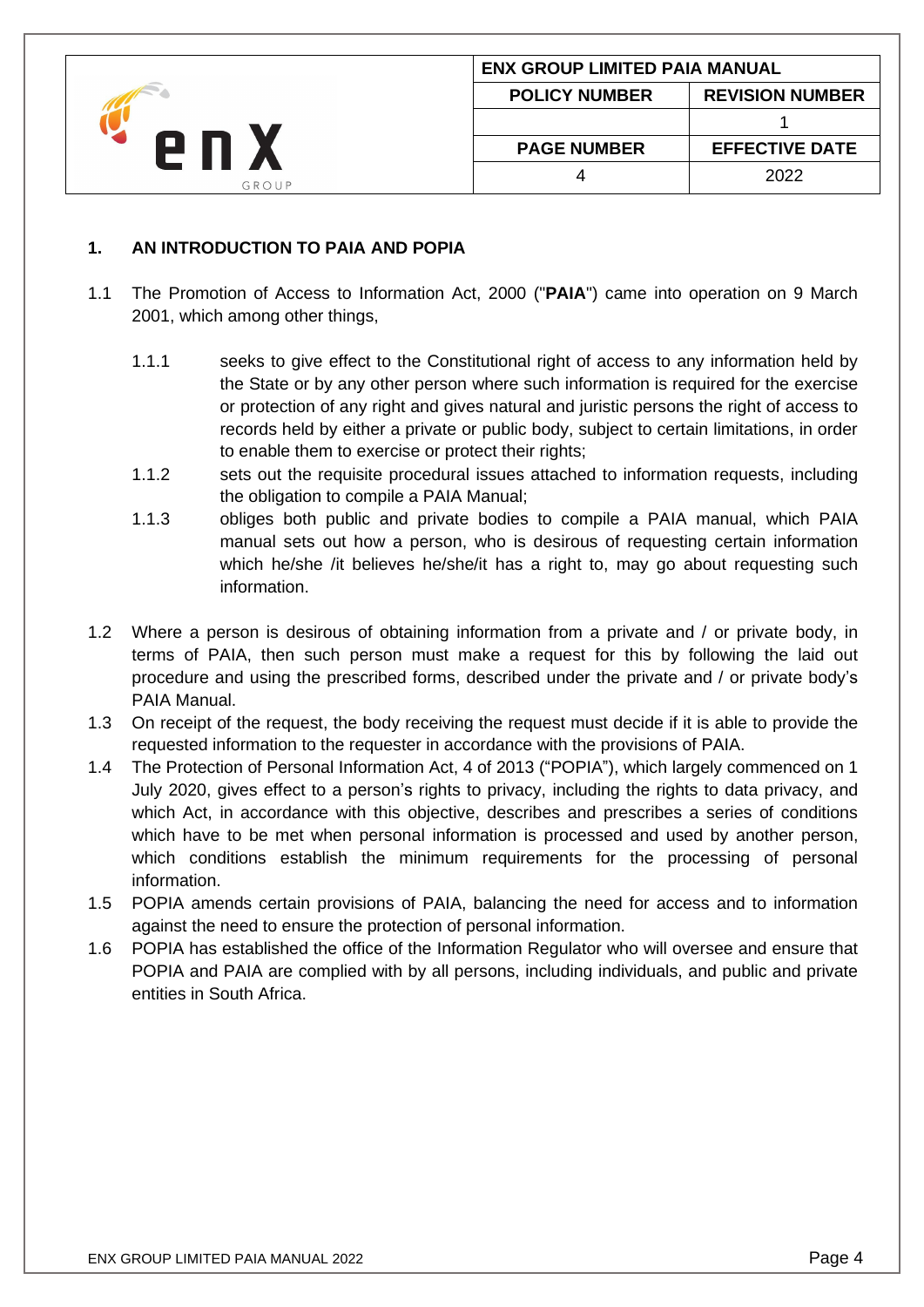## 1. AN INTRODUCTION TO PAIA AND POPIA

1.1 The Promotion of Access to Information Act, 2000 ("**PAIA**") came into operation on 9 March 2001, which among other things,

1.1.1 seeks to give effect to the Constitutional right of access to any information held by the State or by any other person where such information is required for the exercise or protection of any right and gives natural and juristic persons the right of access to records held by either a private or public body, subject to certain limitations, in order to enable them to exercise or protect their rights;

1.1.2 sets out the requisite procedural issues attached to information requests, including the obligation to compile a PAIA Manual;

1.1.3 obliges both public and private bodies to compile a PAIA manual, which PAIA manual sets out how a person, who is desirous of requesting certain information which he/she /it believes he/she/it has a right to, may go about requesting such information.

1.2 Where a person is desirous of obtaining information from a private and / or private body, in terms of PAIA, then such person must make a request for this by following the laid out procedure and using the prescribed forms, described under the private and / or private body's PAIA Manual.

1.3 On receipt of the request, the body receiving the request must decide if it is able to provide the requested information to the requester in accordance with the provisions of PAIA.

1.4 The Protection of Personal Information Act, 4 of 2013 ("POPIA"), which largely commenced on 1 July 2020, gives effect to a person's rights to privacy, including the rights to data privacy, and which Act, in accordance with this objective, describes and prescribes a series of conditions which have to be met when personal information is processed and used by another person, which conditions establish the minimum requirements for the processing of personal information.

1.5 POPIA amends certain provisions of PAIA, balancing the need for access and to information against the need to ensure the protection of personal information.

1.6 POPIA has established the office of the Information Regulator who will oversee and ensure that POPIA and PAIA are complied with by all persons, including individuals, and public and private entities in South Africa.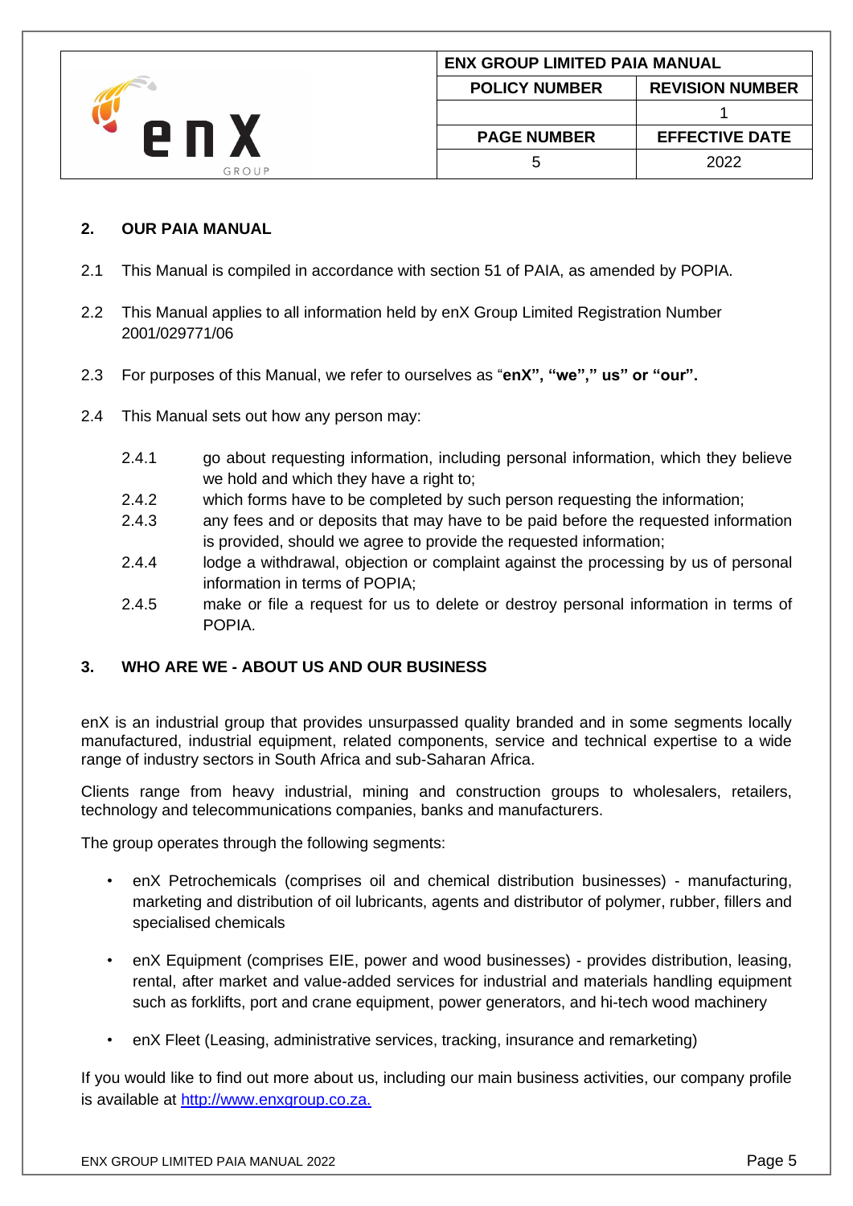## 2. OUR PAIA MANUAL

2.1 This Manual is compiled in accordance with section 51 of PAIA, as amended by POPIA.

2.2 This Manual applies to all information held by enX Group Limited Registration Number 2001/029771/06

2.3 For purposes of this Manual, we refer to ourselves as "**enX", "we"," us" or "our".**

2.4 This Manual sets out how any person may:

- 2.4.1 go about requesting information, including personal information, which they believe we hold and which they have a right to;
- 2.4.2 which forms have to be completed by such person requesting the information;
- 2.4.3 any fees and or deposits that may have to be paid before the requested information is provided, should we agree to provide the requested information;
- 2.4.4 lodge a withdrawal, objection or complaint against the processing by us of personal information in terms of POPIA;
- 2.4.5 make or file a request for us to delete or destroy personal information in terms of POPIA.

## 3. WHO ARE WE - ABOUT US AND OUR BUSINESS

enX is an industrial group that provides unsurpassed quality branded and in some segments locally manufactured, industrial equipment, related components, service and technical expertise to a wide range of industry sectors in South Africa and sub-Saharan Africa.

Clients range from heavy industrial, mining and construction groups to wholesalers, retailers, technology and telecommunications companies, banks and manufacturers.

The group operates through the following segments:

- enX Petrochemicals (comprises oil and chemical distribution businesses) - manufacturing, marketing and distribution of oil lubricants, agents and distributor of polymer, rubber, fillers and specialised chemicals
- enX Equipment (comprises EIE, power and wood businesses) - provides distribution, leasing, rental, after market and value-added services for industrial and materials handling equipment such as forklifts, port and crane equipment, power generators, and hi-tech wood machinery
- enX Fleet (Leasing, administrative services, tracking, insurance and remarketing)

If you would like to find out more about us, including our main business activities, our company profile is available at [http://www.enxgroup.co.za.](http://www.enxgroup.co.za)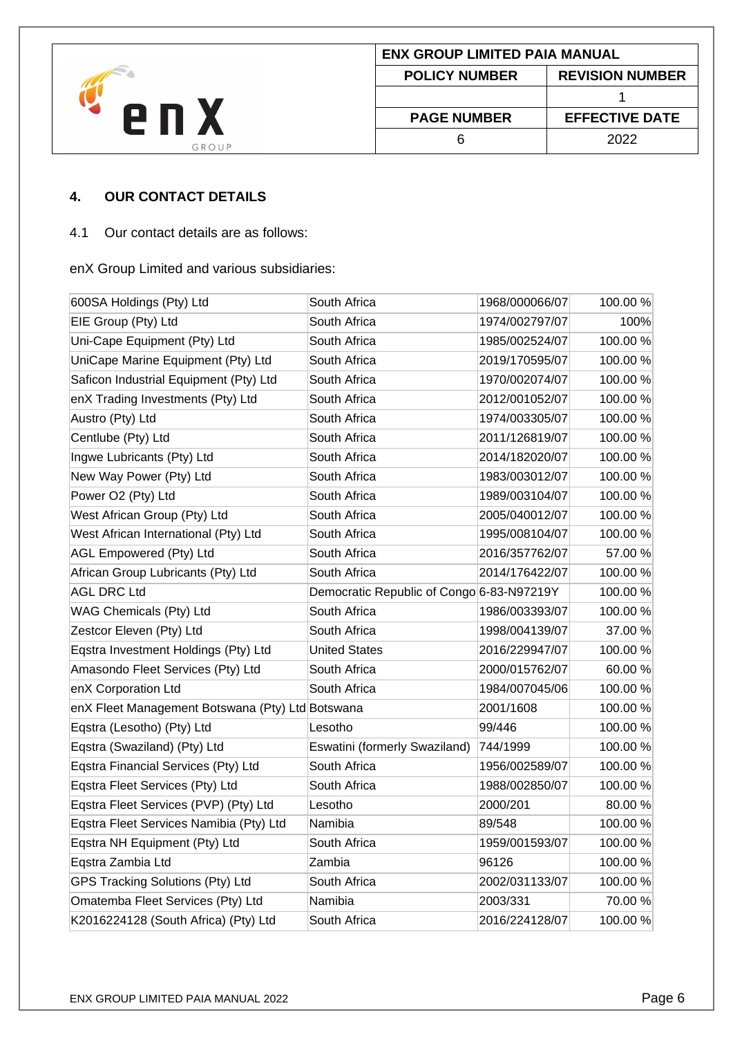## 4. OUR CONTACT DETAILS

4.1 Our contact details are as follows:

enX Group Limited and various subsidiaries:

| | | | |
|---|---|---|---|
| 600SA Holdings (Pty) Ltd | South Africa | 1968/000066/07 | 100.00 % |
| EIE Group (Pty) Ltd | South Africa | 1974/002797/07 | 100% |
| Uni-Cape Equipment (Pty) Ltd | South Africa | 1985/002524/07 | 100.00 % |
| UniCape Marine Equipment (Pty) Ltd | South Africa | 2019/170595/07 | 100.00 % |
| Saficon Industrial Equipment (Pty) Ltd | South Africa | 1970/002074/07 | 100.00 % |
| enX Trading Investments (Pty) Ltd | South Africa | 2012/001052/07 | 100.00 % |
| Austro (Pty) Ltd | South Africa | 1974/003305/07 | 100.00 % |
| Centlube (Pty) Ltd | South Africa | 2011/126819/07 | 100.00 % |
| Ingwe Lubricants (Pty) Ltd | South Africa | 2014/182020/07 | 100.00 % |
| New Way Power (Pty) Ltd | South Africa | 1983/003012/07 | 100.00 % |
| Power O2 (Pty) Ltd | South Africa | 1989/003104/07 | 100.00 % |
| West African Group (Pty) Ltd | South Africa | 2005/040012/07 | 100.00 % |
| West African International (Pty) Ltd | South Africa | 1995/008104/07 | 100.00 % |
| AGL Empowered (Pty) Ltd | South Africa | 2016/357762/07 | 57.00 % |
| African Group Lubricants (Pty) Ltd | South Africa | 2014/176422/07 | 100.00 % |
| AGL DRC Ltd | Democratic Republic of Congo | 6-83-N97219Y | 100.00 % |
| WAG Chemicals (Pty) Ltd | South Africa | 1986/003393/07 | 100.00 % |
| Zestcor Eleven (Pty) Ltd | South Africa | 1998/004139/07 | 37.00 % |
| Eqstra Investment Holdings (Pty) Ltd | United States | 2016/229947/07 | 100.00 % |
| Amasondo Fleet Services (Pty) Ltd | South Africa | 2000/015762/07 | 60.00 % |
| enX Corporation Ltd | South Africa | 1984/007045/06 | 100.00 % |
| enX Fleet Management Botswana (Pty) Ltd | Botswana | 2001/1608 | 100.00 % |
| Eqstra (Lesotho) (Pty) Ltd | Lesotho | 99/446 | 100.00 % |
| Eqstra (Swaziland) (Pty) Ltd | Eswatini (formerly Swaziland) | 744/1999 | 100.00 % |
| Eqstra Financial Services (Pty) Ltd | South Africa | 1956/002589/07 | 100.00 % |
| Eqstra Fleet Services (Pty) Ltd | South Africa | 1988/002850/07 | 100.00 % |
| Eqstra Fleet Services (PVP) (Pty) Ltd | Lesotho | 2000/201 | 80.00 % |
| Eqstra Fleet Services Namibia (Pty) Ltd | Namibia | 89/548 | 100.00 % |
| Eqstra NH Equipment (Pty) Ltd | South Africa | 1959/001593/07 | 100.00 % |
| Eqstra Zambia Ltd | Zambia | 96126 | 100.00 % |
| GPS Tracking Solutions (Pty) Ltd | South Africa | 2002/031133/07 | 100.00 % |
| Omatemba Fleet Services (Pty) Ltd | Namibia | 2003/331 | 70.00 % |
| K2016224128 (South Africa) (Pty) Ltd | South Africa | 2016/224128/07 | 100.00 % |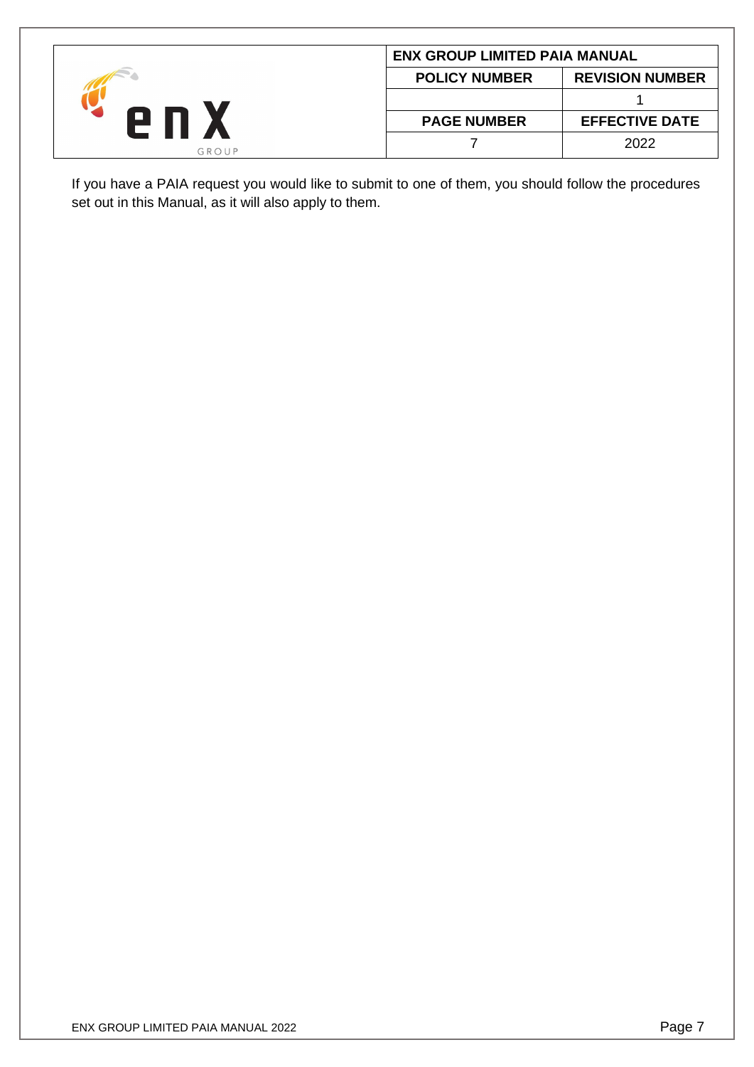If you have a PAIA request you would like to submit to one of them, you should follow the procedures set out in this Manual, as it will also apply to them.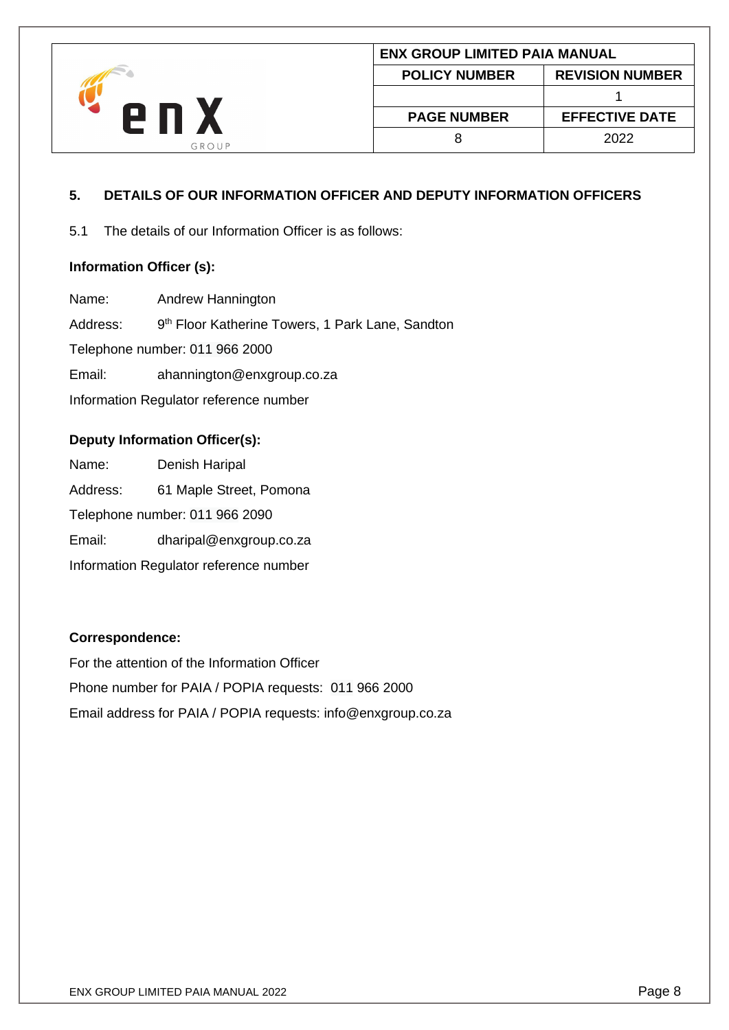## 5. DETAILS OF OUR INFORMATION OFFICER AND DEPUTY INFORMATION OFFICERS

5.1 The details of our Information Officer is as follows:

**Information Officer (s):**

Name: Andrew Hannington

Address: 9th Floor Katherine Towers, 1 Park Lane, Sandton

Telephone number: 011 966 2000

Email: ahannington@enxgroup.co.za

Information Regulator reference number

**Deputy Information Officer(s):**

Name: Denish Haripal

Address: 61 Maple Street, Pomona

Telephone number: 011 966 2090

Email: dharipal@enxgroup.co.za

Information Regulator reference number

**Correspondence:**

For the attention of the Information Officer

Phone number for PAIA / POPIA requests: 011 966 2000

Email address for PAIA / POPIA requests: info@enxgroup.co.za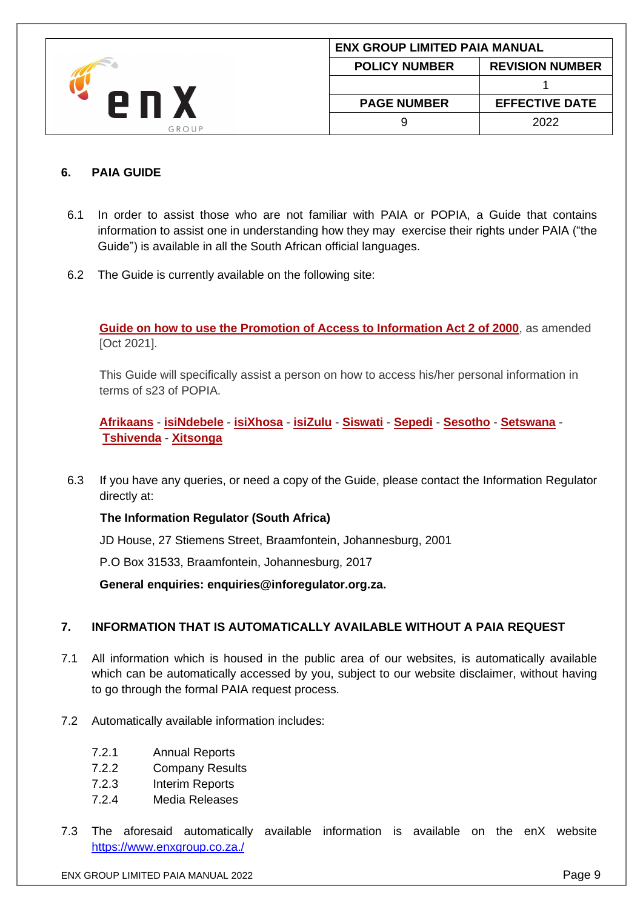## 6. PAIA GUIDE

6.1 In order to assist those who are not familiar with PAIA or POPIA, a Guide that contains information to assist one in understanding how they may exercise their rights under PAIA ("the Guide") is available in all the South African official languages.

6.2 The Guide is currently available on the following site:

**Guide on how to use the Promotion of Access to Information Act 2 of 2000**, as amended [Oct 2021].

This Guide will specifically assist a person on how to access his/her personal information in terms of s23 of POPIA.

**Afrikaans** - **isiNdebele** - **isiXhosa** - **isiZulu** - **Siswati** - **Sepedi** - **Sesotho** - **Setswana** - **Tshivenda** - **Xitsonga**

6.3 If you have any queries, or need a copy of the Guide, please contact the Information Regulator directly at:

**The Information Regulator (South Africa)**

JD House, 27 Stiemens Street, Braamfontein, Johannesburg, 2001

P.O Box 31533, Braamfontein, Johannesburg, 2017

**General enquiries: enquiries@inforegulator.org.za.**

## 7. INFORMATION THAT IS AUTOMATICALLY AVAILABLE WITHOUT A PAIA REQUEST

7.1 All information which is housed in the public area of our websites, is automatically available which can be automatically accessed by you, subject to our website disclaimer, without having to go through the formal PAIA request process.

7.2 Automatically available information includes:

- 7.2.1 Annual Reports
- 7.2.2 Company Results
- 7.2.3 Interim Reports
- 7.2.4 Media Releases

7.3 The aforesaid automatically available information is available on the enX website https://www.enxgroup.co.za./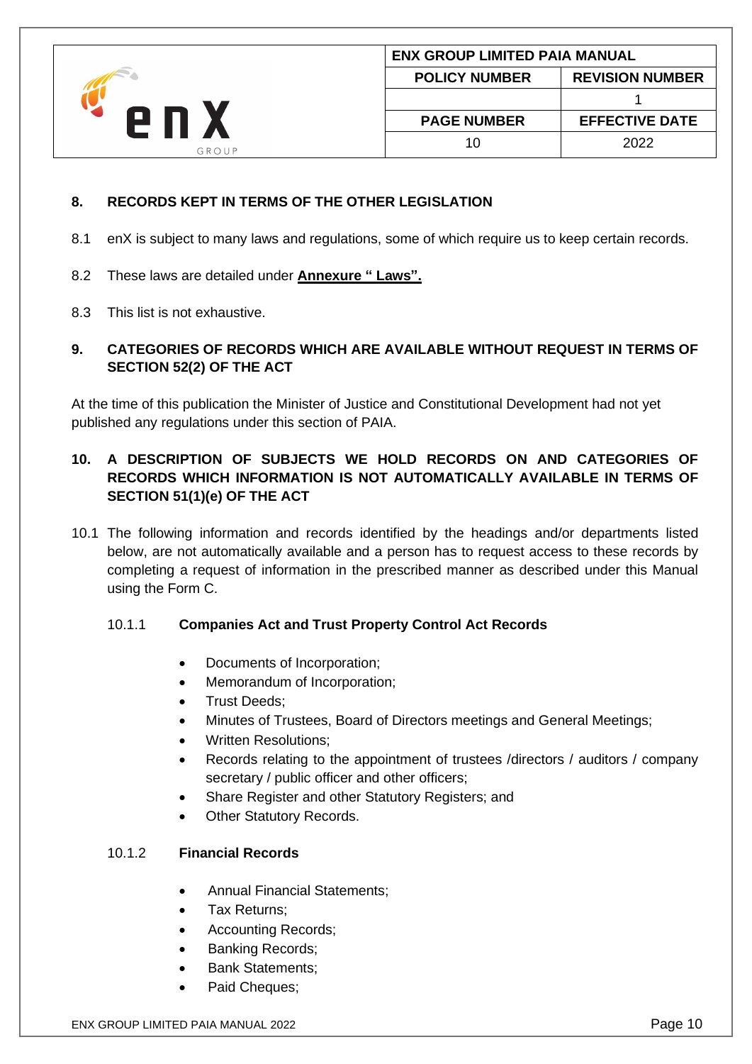## 8. RECORDS KEPT IN TERMS OF THE OTHER LEGISLATION

8.1 enX is subject to many laws and regulations, some of which require us to keep certain records.

8.2 These laws are detailed under **Annexure " Laws".**

8.3 This list is not exhaustive.

## 9. CATEGORIES OF RECORDS WHICH ARE AVAILABLE WITHOUT REQUEST IN TERMS OF SECTION 52(2) OF THE ACT

At the time of this publication the Minister of Justice and Constitutional Development had not yet published any regulations under this section of PAIA.

## 10. A DESCRIPTION OF SUBJECTS WE HOLD RECORDS ON AND CATEGORIES OF RECORDS WHICH INFORMATION IS NOT AUTOMATICALLY AVAILABLE IN TERMS OF SECTION 51(1)(e) OF THE ACT

10.1 The following information and records identified by the headings and/or departments listed below, are not automatically available and a person has to request access to these records by completing a request of information in the prescribed manner as described under this Manual using the Form C.

### 10.1.1 Companies Act and Trust Property Control Act Records

- Documents of Incorporation;
- Memorandum of Incorporation;
- Trust Deeds;
- Minutes of Trustees, Board of Directors meetings and General Meetings;
- Written Resolutions;
- Records relating to the appointment of trustees /directors / auditors / company secretary / public officer and other officers;
- Share Register and other Statutory Registers; and
- Other Statutory Records.

### 10.1.2 Financial Records

- Annual Financial Statements;
- Tax Returns;
- Accounting Records;
- Banking Records;
- Bank Statements;
- Paid Cheques;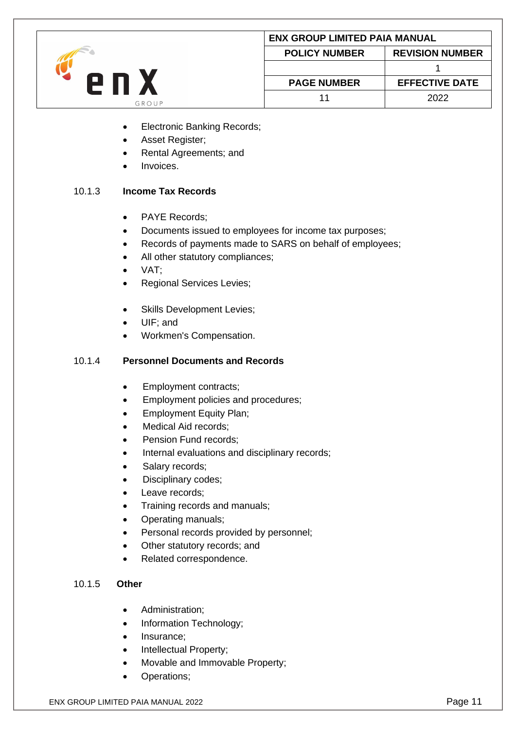- Electronic Banking Records;
- Asset Register;
- Rental Agreements; and
- Invoices.

### 10.1.3 Income Tax Records

- PAYE Records;
- Documents issued to employees for income tax purposes;
- Records of payments made to SARS on behalf of employees;
- All other statutory compliances;
- VAT;
- Regional Services Levies;
- Skills Development Levies;
- UIF; and
- Workmen's Compensation.

### 10.1.4 Personnel Documents and Records

- Employment contracts;
- Employment policies and procedures;
- Employment Equity Plan;
- Medical Aid records;
- Pension Fund records;
- Internal evaluations and disciplinary records;
- Salary records;
- Disciplinary codes;
- Leave records;
- Training records and manuals;
- Operating manuals;
- Personal records provided by personnel;
- Other statutory records; and
- Related correspondence.

### 10.1.5 Other

- Administration;
- Information Technology;
- Insurance;
- Intellectual Property;
- Movable and Immovable Property;
- Operations;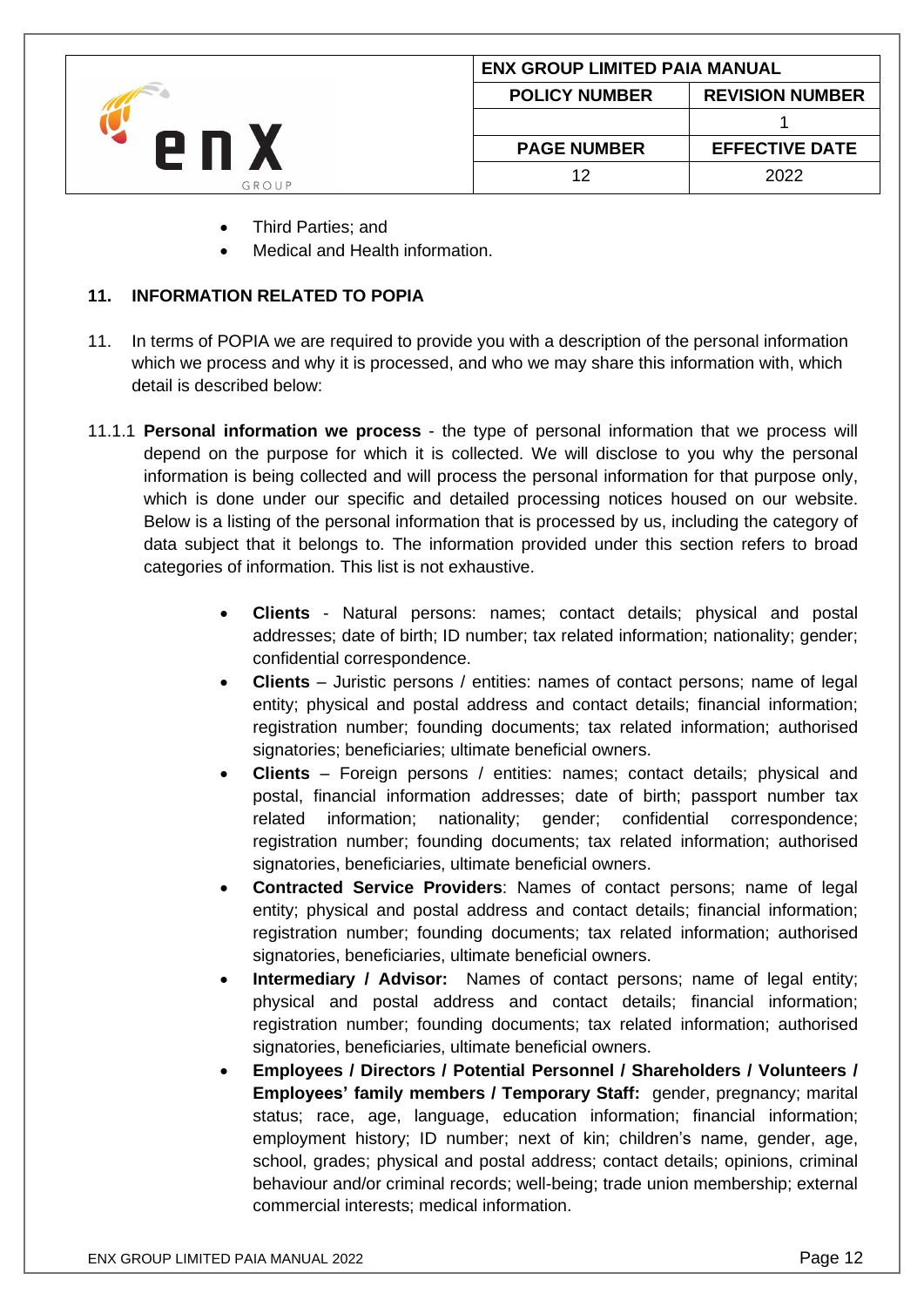- Third Parties; and
- Medical and Health information.

## 11. INFORMATION RELATED TO POPIA

11. In terms of POPIA we are required to provide you with a description of the personal information which we process and why it is processed, and who we may share this information with, which detail is described below:

11.1.1 **Personal information we process** - the type of personal information that we process will depend on the purpose for which it is collected. We will disclose to you why the personal information is being collected and will process the personal information for that purpose only, which is done under our specific and detailed processing notices housed on our website. Below is a listing of the personal information that is processed by us, including the category of data subject that it belongs to. The information provided under this section refers to broad categories of information. This list is not exhaustive.

- **Clients** - Natural persons: names; contact details; physical and postal addresses; date of birth; ID number; tax related information; nationality; gender; confidential correspondence.
- **Clients** – Juristic persons / entities: names of contact persons; name of legal entity; physical and postal address and contact details; financial information; registration number; founding documents; tax related information; authorised signatories; beneficiaries; ultimate beneficial owners.
- **Clients** – Foreign persons / entities: names; contact details; physical and postal, financial information addresses; date of birth; passport number tax related information; nationality; gender; confidential correspondence; registration number; founding documents; tax related information; authorised signatories, beneficiaries, ultimate beneficial owners.
- **Contracted Service Providers**: Names of contact persons; name of legal entity; physical and postal address and contact details; financial information; registration number; founding documents; tax related information; authorised signatories, beneficiaries, ultimate beneficial owners.
- **Intermediary / Advisor:** Names of contact persons; name of legal entity; physical and postal address and contact details; financial information; registration number; founding documents; tax related information; authorised signatories, beneficiaries, ultimate beneficial owners.
- **Employees / Directors / Potential Personnel / Shareholders / Volunteers / Employees' family members / Temporary Staff:** gender, pregnancy; marital status; race, age, language, education information; financial information; employment history; ID number; next of kin; children's name, gender, age, school, grades; physical and postal address; contact details; opinions, criminal behaviour and/or criminal records; well-being; trade union membership; external commercial interests; medical information.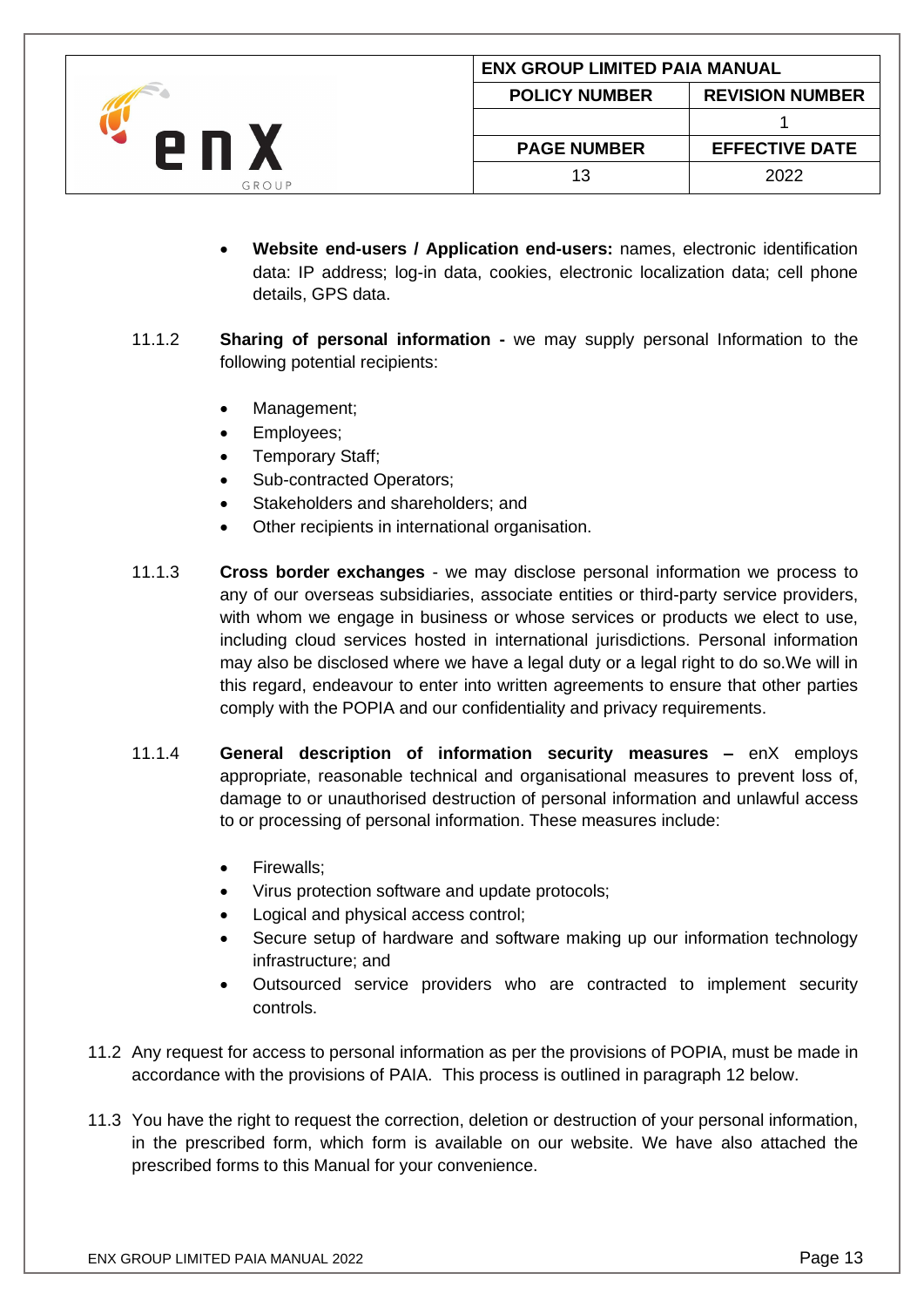- **Website end-users / Application end-users:** names, electronic identification data: IP address; log-in data, cookies, electronic localization data; cell phone details, GPS data.

11.1.2 **Sharing of personal information -** we may supply personal Information to the following potential recipients:

- Management;
- Employees;
- Temporary Staff;
- Sub-contracted Operators;
- Stakeholders and shareholders; and
- Other recipients in international organisation.

11.1.3 **Cross border exchanges** - we may disclose personal information we process to any of our overseas subsidiaries, associate entities or third-party service providers, with whom we engage in business or whose services or products we elect to use, including cloud services hosted in international jurisdictions. Personal information may also be disclosed where we have a legal duty or a legal right to do so.We will in this regard, endeavour to enter into written agreements to ensure that other parties comply with the POPIA and our confidentiality and privacy requirements.

11.1.4 **General description of information security measures –** enX employs appropriate, reasonable technical and organisational measures to prevent loss of, damage to or unauthorised destruction of personal information and unlawful access to or processing of personal information. These measures include:

- Firewalls;
- Virus protection software and update protocols;
- Logical and physical access control;
- Secure setup of hardware and software making up our information technology infrastructure; and
- Outsourced service providers who are contracted to implement security controls.

11.2 Any request for access to personal information as per the provisions of POPIA, must be made in accordance with the provisions of PAIA. This process is outlined in paragraph 12 below.

11.3 You have the right to request the correction, deletion or destruction of your personal information, in the prescribed form, which form is available on our website. We have also attached the prescribed forms to this Manual for your convenience.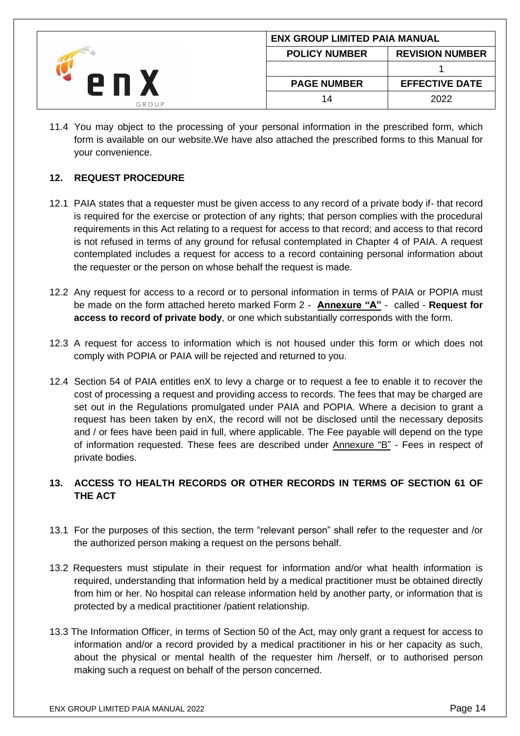11.4 You may object to the processing of your personal information in the prescribed form, which form is available on our website.We have also attached the prescribed forms to this Manual for your convenience.

## 12. REQUEST PROCEDURE

12.1 PAIA states that a requester must be given access to any record of a private body if- that record is required for the exercise or protection of any rights; that person complies with the procedural requirements in this Act relating to a request for access to that record; and access to that record is not refused in terms of any ground for refusal contemplated in Chapter 4 of PAIA. A request contemplated includes a request for access to a record containing personal information about the requester or the person on whose behalf the request is made.

12.2 Any request for access to a record or to personal information in terms of PAIA or POPIA must be made on the form attached hereto marked Form 2 - **Annexure "A"** - called - **Request for access to record of private body**, or one which substantially corresponds with the form.

12.3 A request for access to information which is not housed under this form or which does not comply with POPIA or PAIA will be rejected and returned to you.

12.4 Section 54 of PAIA entitles enX to levy a charge or to request a fee to enable it to recover the cost of processing a request and providing access to records. The fees that may be charged are set out in the Regulations promulgated under PAIA and POPIA. Where a decision to grant a request has been taken by enX, the record will not be disclosed until the necessary deposits and / or fees have been paid in full, where applicable. The Fee payable will depend on the type of information requested. These fees are described under Annexure "B" - Fees in respect of private bodies.

## 13. ACCESS TO HEALTH RECORDS OR OTHER RECORDS IN TERMS OF SECTION 61 OF THE ACT

13.1 For the purposes of this section, the term "relevant person" shall refer to the requester and /or the authorized person making a request on the persons behalf.

13.2 Requesters must stipulate in their request for information and/or what health information is required, understanding that information held by a medical practitioner must be obtained directly from him or her. No hospital can release information held by another party, or information that is protected by a medical practitioner /patient relationship.

13.3 The Information Officer, in terms of Section 50 of the Act, may only grant a request for access to information and/or a record provided by a medical practitioner in his or her capacity as such, about the physical or mental health of the requester him /herself, or to authorised person making such a request on behalf of the person concerned.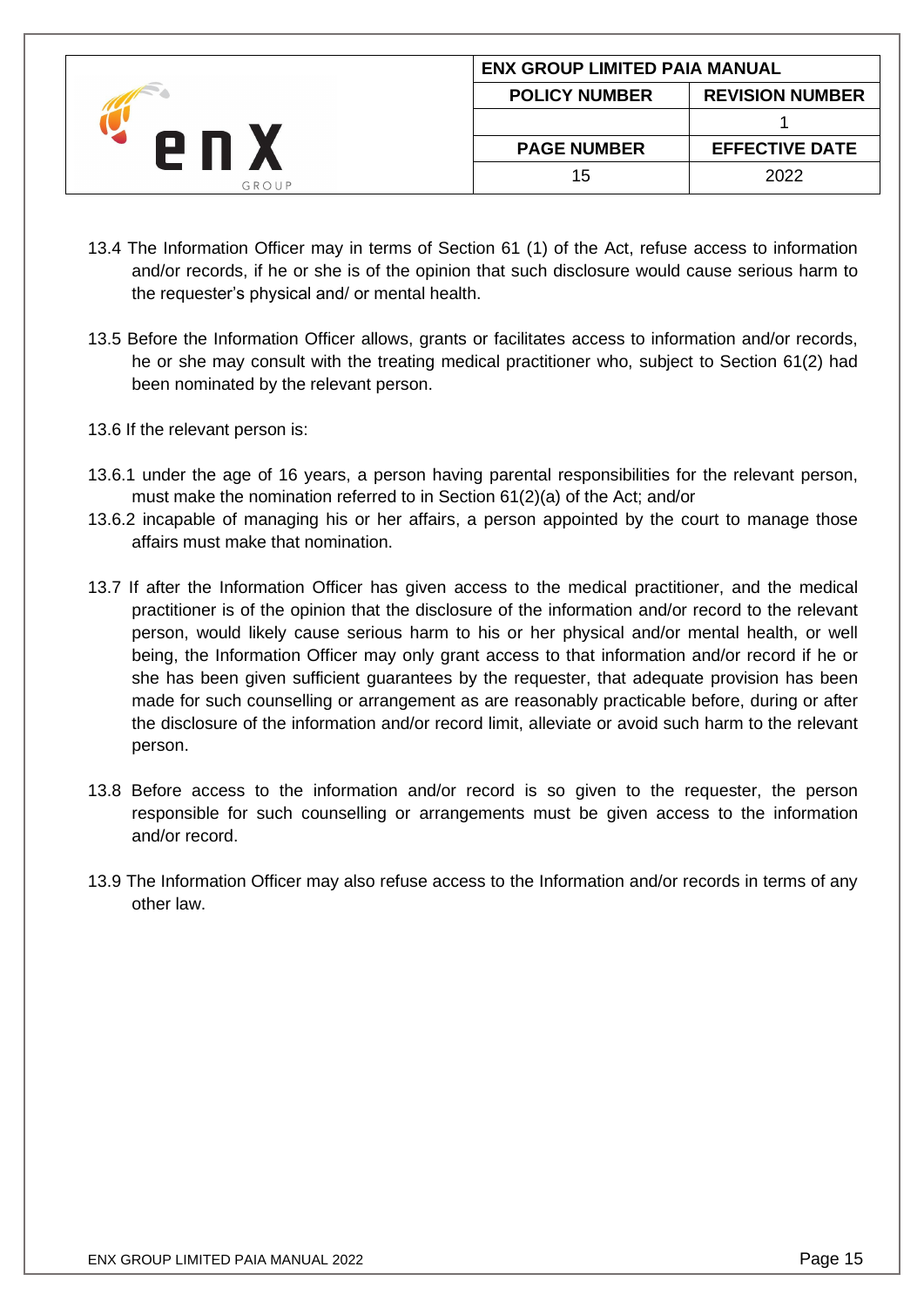13.4 The Information Officer may in terms of Section 61 (1) of the Act, refuse access to information and/or records, if he or she is of the opinion that such disclosure would cause serious harm to the requester's physical and/ or mental health.

13.5 Before the Information Officer allows, grants or facilitates access to information and/or records, he or she may consult with the treating medical practitioner who, subject to Section 61(2) had been nominated by the relevant person.

13.6 If the relevant person is:

13.6.1 under the age of 16 years, a person having parental responsibilities for the relevant person, must make the nomination referred to in Section 61(2)(a) of the Act; and/or

13.6.2 incapable of managing his or her affairs, a person appointed by the court to manage those affairs must make that nomination.

13.7 If after the Information Officer has given access to the medical practitioner, and the medical practitioner is of the opinion that the disclosure of the information and/or record to the relevant person, would likely cause serious harm to his or her physical and/or mental health, or well being, the Information Officer may only grant access to that information and/or record if he or she has been given sufficient guarantees by the requester, that adequate provision has been made for such counselling or arrangement as are reasonably practicable before, during or after the disclosure of the information and/or record limit, alleviate or avoid such harm to the relevant person.

13.8 Before access to the information and/or record is so given to the requester, the person responsible for such counselling or arrangements must be given access to the information and/or record.

13.9 The Information Officer may also refuse access to the Information and/or records in terms of any other law.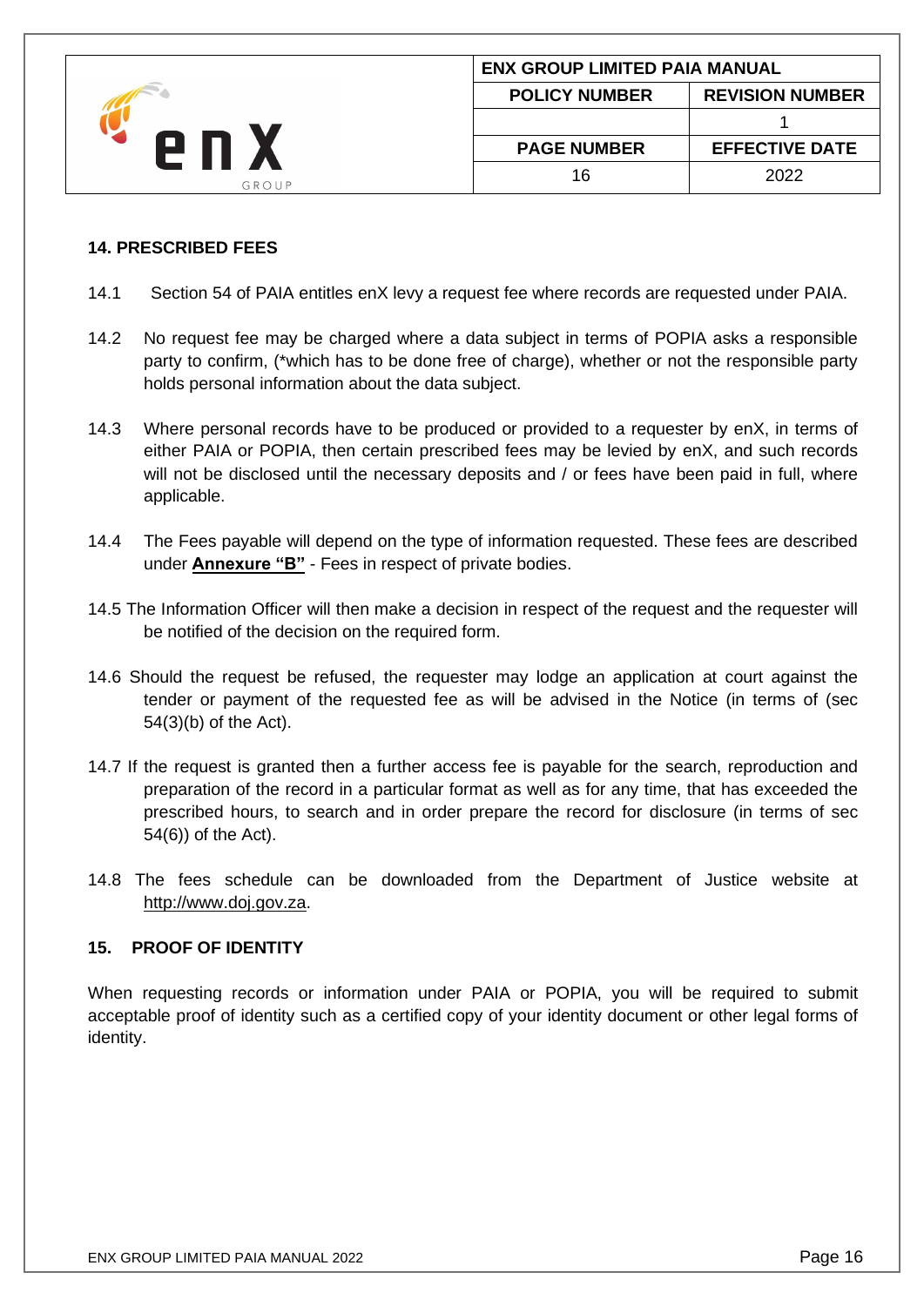## 14. PRESCRIBED FEES

14.1 Section 54 of PAIA entitles enX levy a request fee where records are requested under PAIA.

14.2 No request fee may be charged where a data subject in terms of POPIA asks a responsible party to confirm, (*which has to be done free of charge), whether or not the responsible party holds personal information about the data subject.

14.3 Where personal records have to be produced or provided to a requester by enX, in terms of either PAIA or POPIA, then certain prescribed fees may be levied by enX, and such records will not be disclosed until the necessary deposits and / or fees have been paid in full, where applicable.

14.4 The Fees payable will depend on the type of information requested. These fees are described under **Annexure "B"** - Fees in respect of private bodies.

14.5 The Information Officer will then make a decision in respect of the request and the requester will be notified of the decision on the required form.

14.6 Should the request be refused, the requester may lodge an application at court against the tender or payment of the requested fee as will be advised in the Notice (in terms of (sec 54(3)(b) of the Act).

14.7 If the request is granted then a further access fee is payable for the search, reproduction and preparation of the record in a particular format as well as for any time, that has exceeded the prescribed hours, to search and in order prepare the record for disclosure (in terms of sec 54(6)) of the Act).

14.8 The fees schedule can be downloaded from the Department of Justice website at http://www.doj.gov.za.

## 15. PROOF OF IDENTITY

When requesting records or information under PAIA or POPIA, you will be required to submit acceptable proof of identity such as a certified copy of your identity document or other legal forms of identity.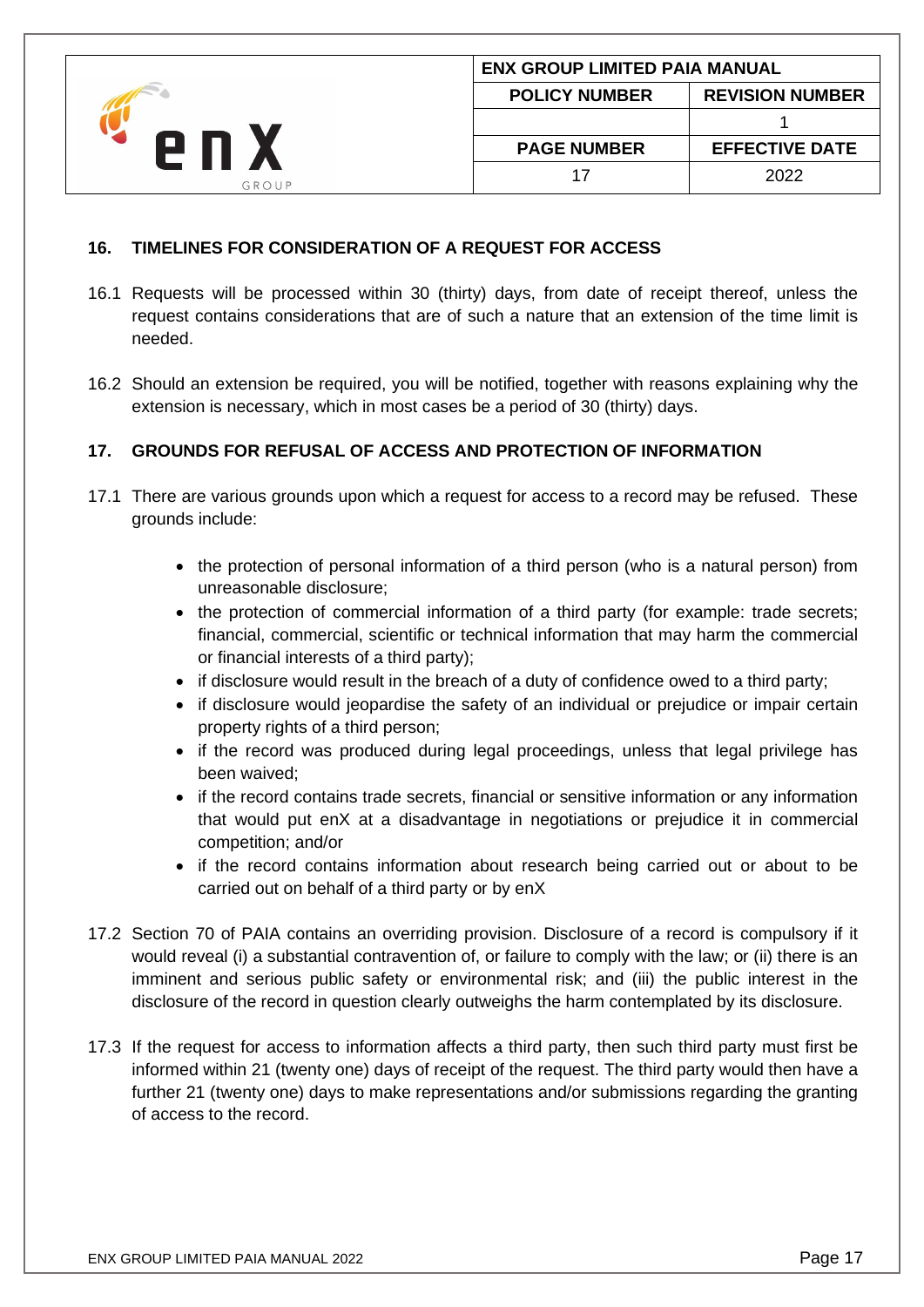## 16. TIMELINES FOR CONSIDERATION OF A REQUEST FOR ACCESS

16.1 Requests will be processed within 30 (thirty) days, from date of receipt thereof, unless the request contains considerations that are of such a nature that an extension of the time limit is needed.

16.2 Should an extension be required, you will be notified, together with reasons explaining why the extension is necessary, which in most cases be a period of 30 (thirty) days.

## 17. GROUNDS FOR REFUSAL OF ACCESS AND PROTECTION OF INFORMATION

17.1 There are various grounds upon which a request for access to a record may be refused. These grounds include:

- the protection of personal information of a third person (who is a natural person) from unreasonable disclosure;
- the protection of commercial information of a third party (for example: trade secrets; financial, commercial, scientific or technical information that may harm the commercial or financial interests of a third party);
- if disclosure would result in the breach of a duty of confidence owed to a third party;
- if disclosure would jeopardise the safety of an individual or prejudice or impair certain property rights of a third person;
- if the record was produced during legal proceedings, unless that legal privilege has been waived;
- if the record contains trade secrets, financial or sensitive information or any information that would put enX at a disadvantage in negotiations or prejudice it in commercial competition; and/or
- if the record contains information about research being carried out or about to be carried out on behalf of a third party or by enX

17.2 Section 70 of PAIA contains an overriding provision. Disclosure of a record is compulsory if it would reveal (i) a substantial contravention of, or failure to comply with the law; or (ii) there is an imminent and serious public safety or environmental risk; and (iii) the public interest in the disclosure of the record in question clearly outweighs the harm contemplated by its disclosure.

17.3 If the request for access to information affects a third party, then such third party must first be informed within 21 (twenty one) days of receipt of the request. The third party would then have a further 21 (twenty one) days to make representations and/or submissions regarding the granting of access to the record.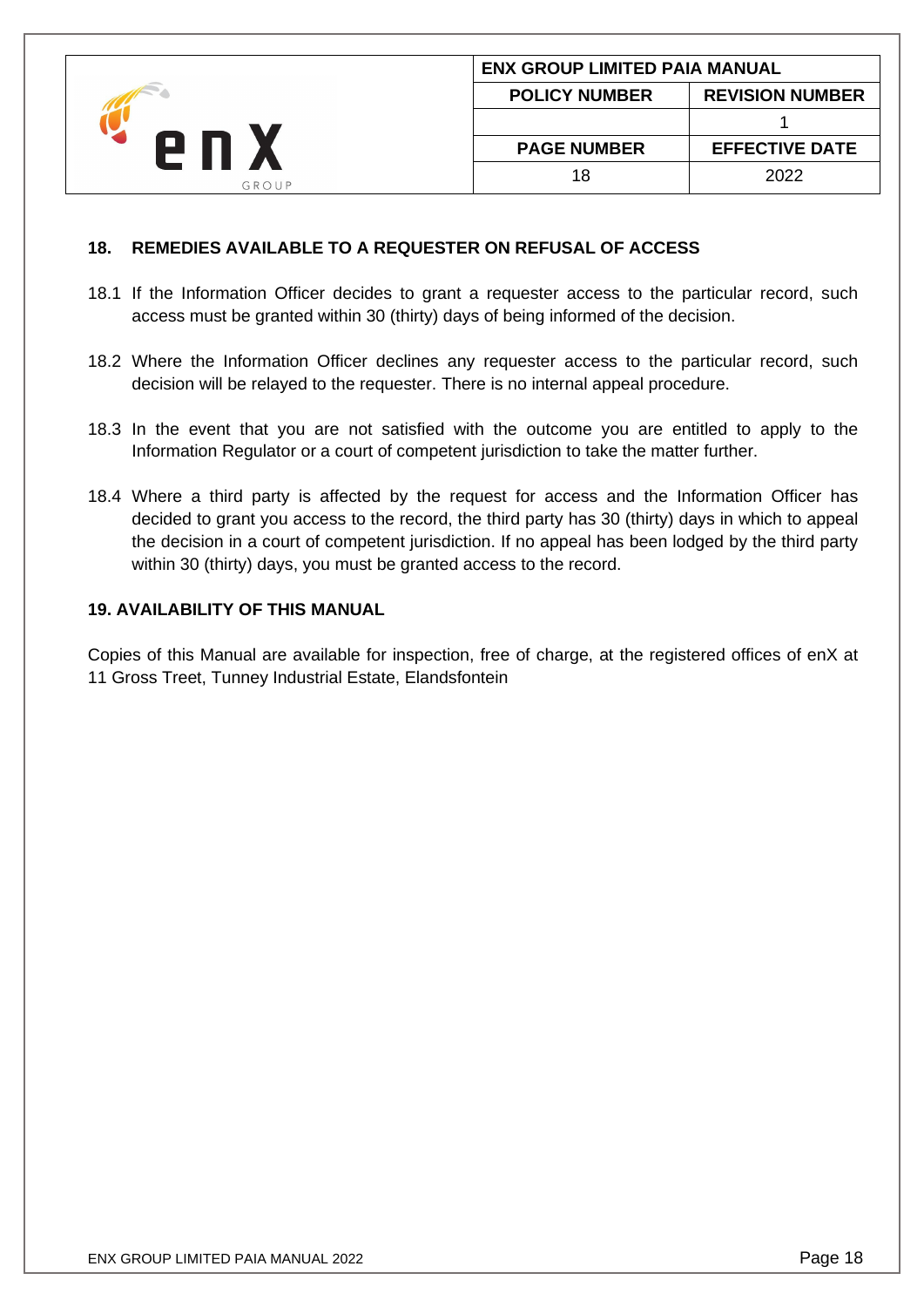## 18. REMEDIES AVAILABLE TO A REQUESTER ON REFUSAL OF ACCESS

18.1 If the Information Officer decides to grant a requester access to the particular record, such access must be granted within 30 (thirty) days of being informed of the decision.

18.2 Where the Information Officer declines any requester access to the particular record, such decision will be relayed to the requester. There is no internal appeal procedure.

18.3 In the event that you are not satisfied with the outcome you are entitled to apply to the Information Regulator or a court of competent jurisdiction to take the matter further.

18.4 Where a third party is affected by the request for access and the Information Officer has decided to grant you access to the record, the third party has 30 (thirty) days in which to appeal the decision in a court of competent jurisdiction. If no appeal has been lodged by the third party within 30 (thirty) days, you must be granted access to the record.

## 19. AVAILABILITY OF THIS MANUAL

Copies of this Manual are available for inspection, free of charge, at the registered offices of enX at 11 Gross Treet, Tunney Industrial Estate, Elandsfontein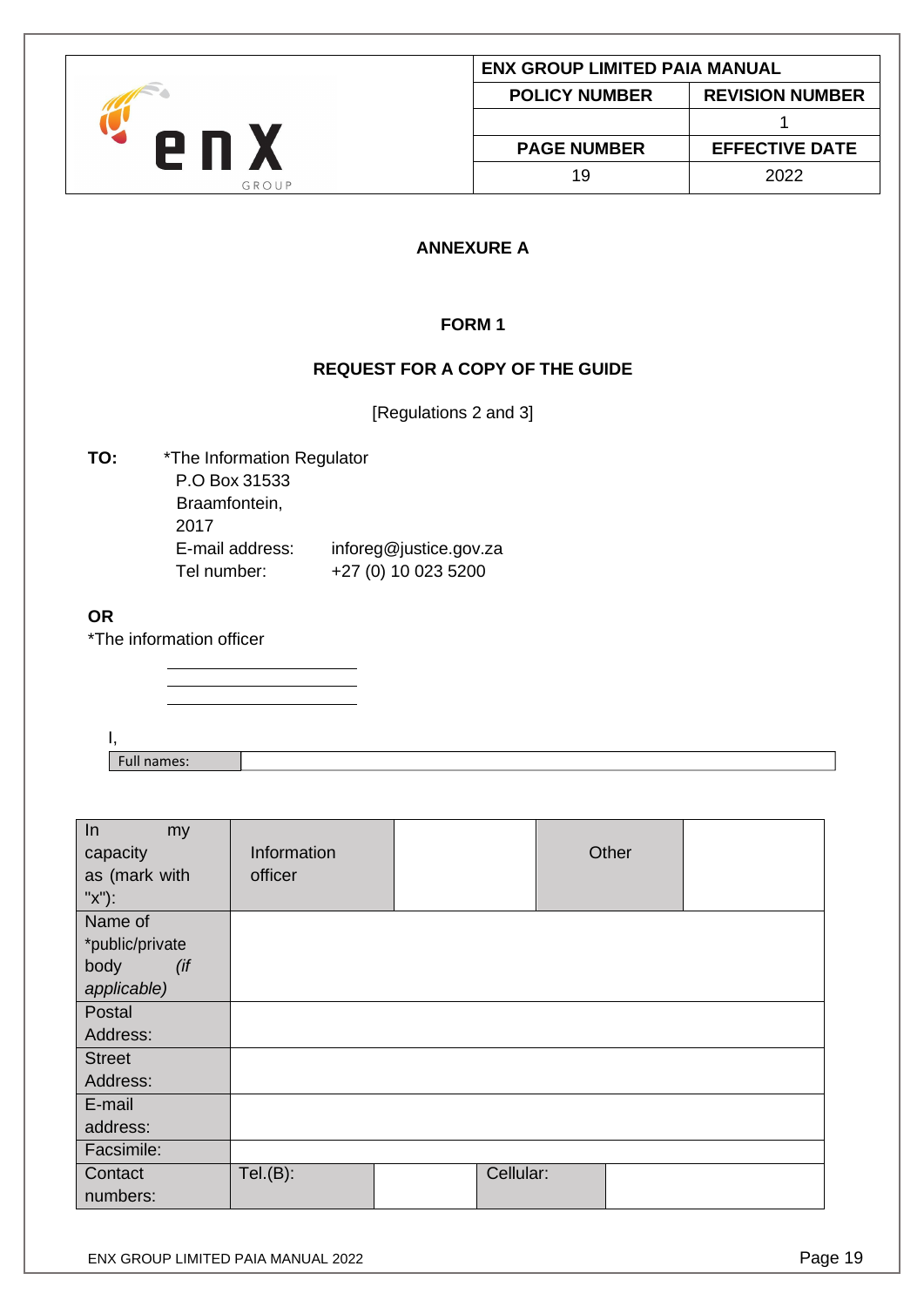## ANNEXURE A

### FORM 1

### REQUEST FOR A COPY OF THE GUIDE

[Regulations 2 and 3]

**TO:** *The Information Regulator
P.O Box 31533
Braamfontein,
2017
E-mail address: inforeg@justice.gov.za
Tel number: +27 (0) 10 023 5200

**OR**

*The information officer

\_\_\_\_\_\_\_\_\_\_\_\_\_\_\_\_\_\_\_\_
\_\_\_\_\_\_\_\_\_\_\_\_\_\_\_\_\_\_\_\_
\_\_\_\_\_\_\_\_\_\_\_\_\_\_\_\_\_\_\_\_

I,

| Full names: | |
|---|---|

| In my capacity as (mark with "x"): | Information officer | | Other | |
|---|---|---|---|---|
| Name of *public/private body *(if applicable)* | | | | |
| Postal Address: | | | | |
| Street Address: | | | | |
| E-mail address: | | | | |
| Facsimile: | | | | |
| Contact numbers: | Tel.(B): | | Cellular: | |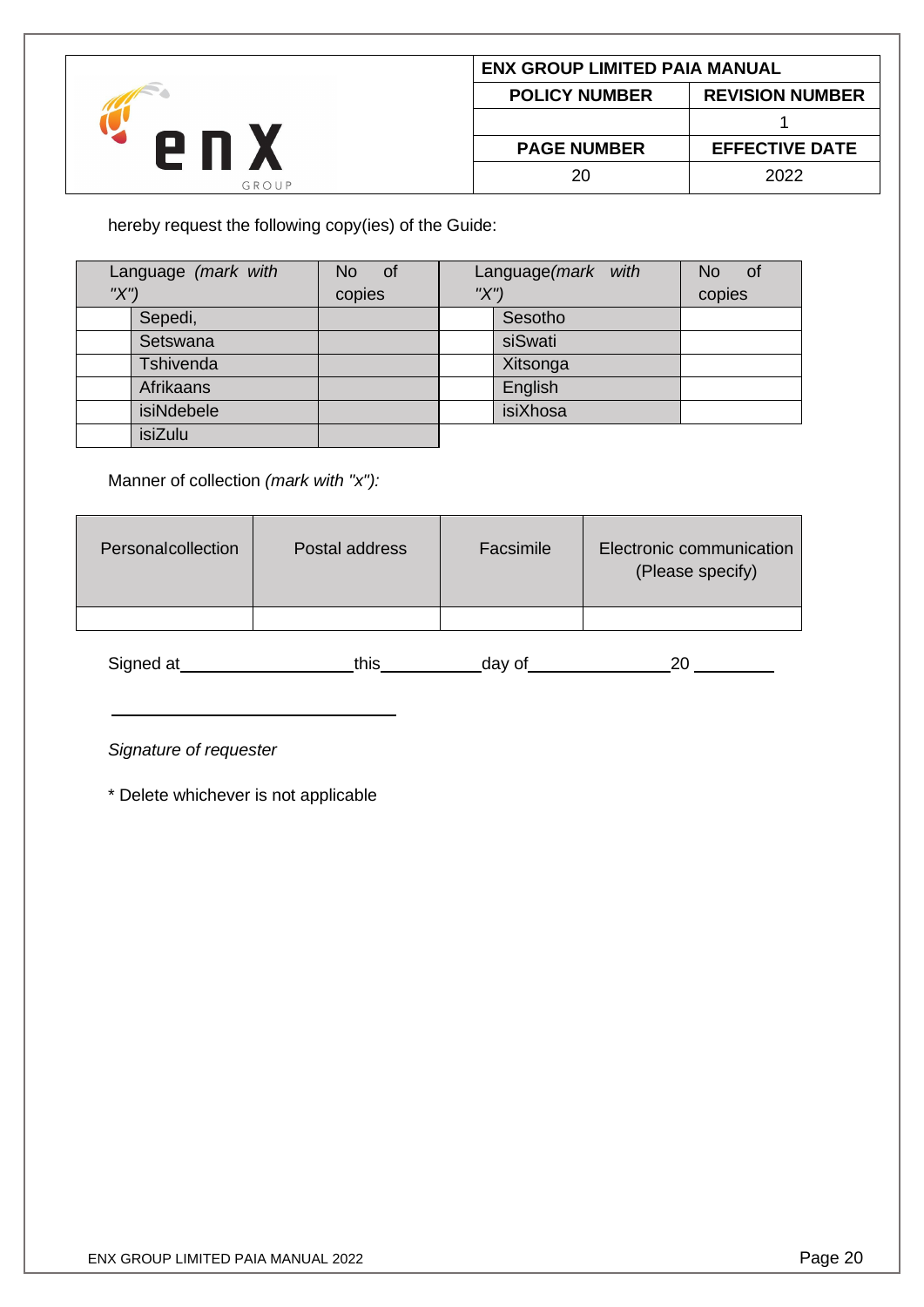hereby request the following copy(ies) of the Guide:

| Language *(mark with "X")* | | No of copies | Language*(mark with "X")* | | No of copies |
|---|---|---|---|---|---|
| | Sepedi, | | | Sesotho | |
| | Setswana | | | siSwati | |
| | Tshivenda | | | Xitsonga | |
| | Afrikaans | | | English | |
| | isiNdebele | | | isiXhosa | |
| | isiZulu | | | | |

Manner of collection *(mark with "x"):*

| Personalcollection | Postal address | Facsimile | Electronic communication (Please specify) |
|---|---|---|---|
| | | | |

Signed at\_\_\_\_\_\_\_\_\_\_\_\_\_\_\_\_\_\_\_\_this\_\_\_\_\_\_\_\_\_\_\_\_day of\_\_\_\_\_\_\_\_\_\_\_\_\_\_\_\_20 \_\_\_\_\_\_\_\_\_

\_\_\_\_\_\_\_\_\_\_\_\_\_\_\_\_\_\_\_\_\_\_\_\_\_\_\_\_\_\_\_\_\_\_

*Signature of requester*

* Delete whichever is not applicable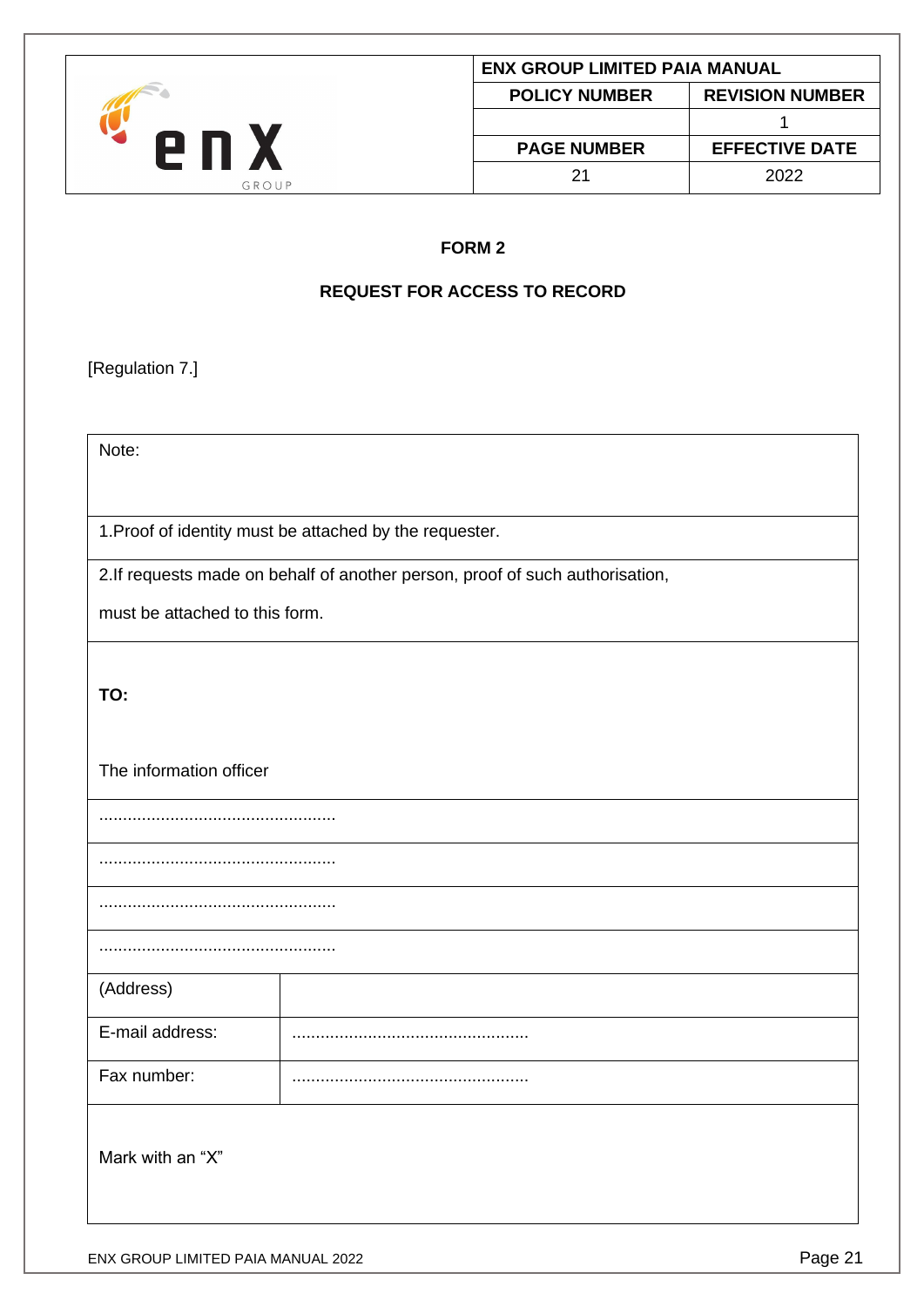**FORM 2**

**REQUEST FOR ACCESS TO RECORD**

[Regulation 7.]

| Note: | |
|---|---|
| 1.Proof of identity must be attached by the requester. | |
| 2.If requests made on behalf of another person, proof of such authorisation, must be attached to this form. | |
| **TO:** The information officer | |
| .................................................. | |
| .................................................. | |
| .................................................. | |
| .................................................. | |
| (Address) | |
| E-mail address: | .................................................. |
| Fax number: | .................................................. |
| Mark with an “X” | |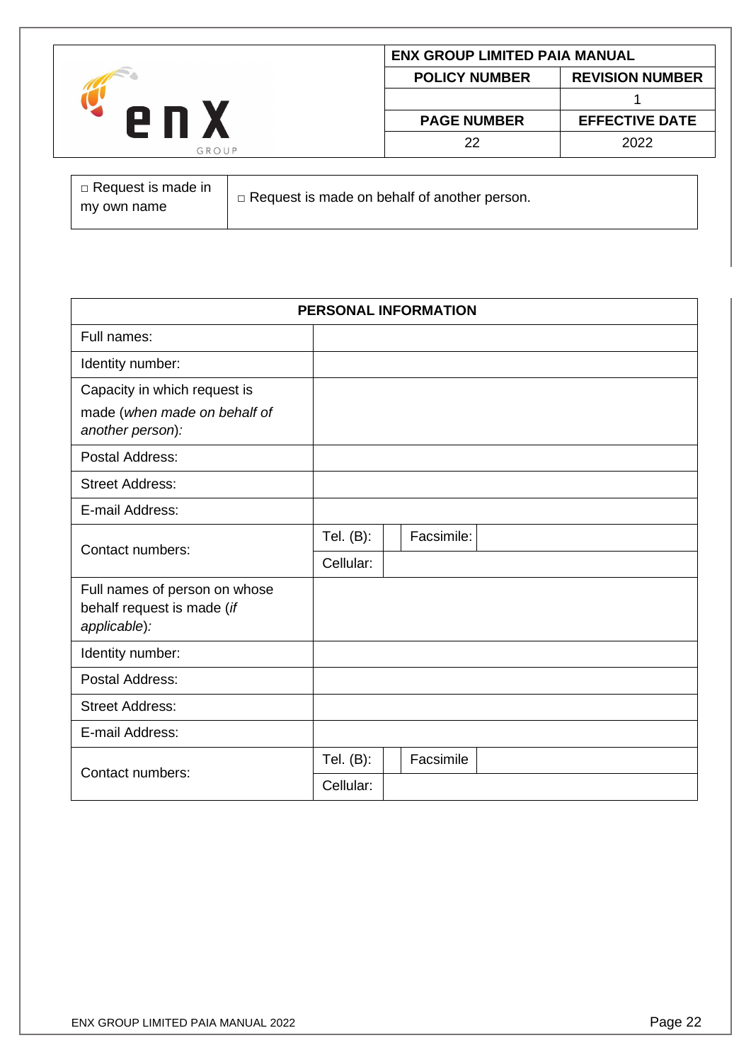| □ Request is made in my own name | □ Request is made on behalf of another person. |
|---|---|

| PERSONAL INFORMATION | | | |
|---|---|---|---|
| Full names: | | | |
| Identity number: | | | |
| Capacity in which request is made (*when made on behalf of another person*): | | | |
| Postal Address: | | | |
| Street Address: | | | |
| E-mail Address: | | | |
| Contact numbers: | Tel. (B): | | Facsimile: |
| | Cellular: | | |
| Full names of person on whose behalf request is made (*if applicable*): | | | |
| Identity number: | | | |
| Postal Address: | | | |
| Street Address: | | | |
| E-mail Address: | | | |
| Contact numbers: | Tel. (B): | | Facsimile |
| | Cellular: | | |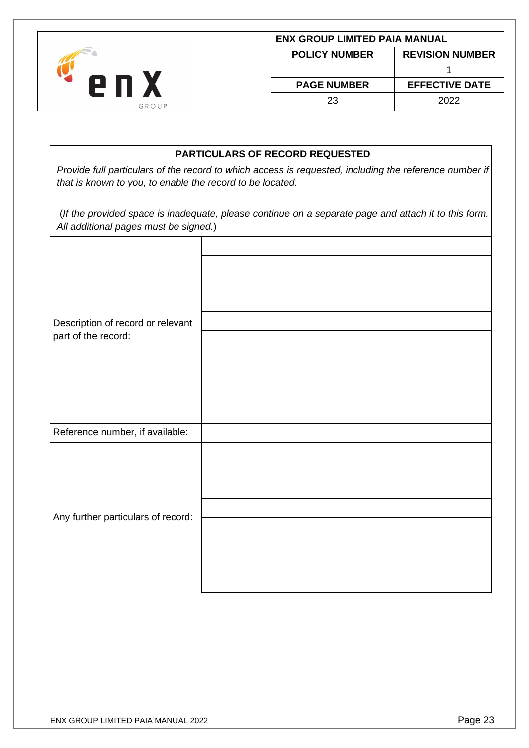| PARTICULARS OF RECORD REQUESTED | |
|---|---|
| *Provide full particulars of the record to which access is requested, including the reference number if that is known to you, to enable the record to be located.*<br><br>(*If the provided space is inadequate, please continue on a separate page and attach it to this form. All additional pages must be signed.*) | |
| Description of record or relevant part of the record: | |
| | |
| | |
| | |
| | |
| | |
| | |
| | |
| | |
| | |
| Reference number, if available: | |
| Any further particulars of record: | |
| | |
| | |
| | |
| | |
| | |
| | |
| | |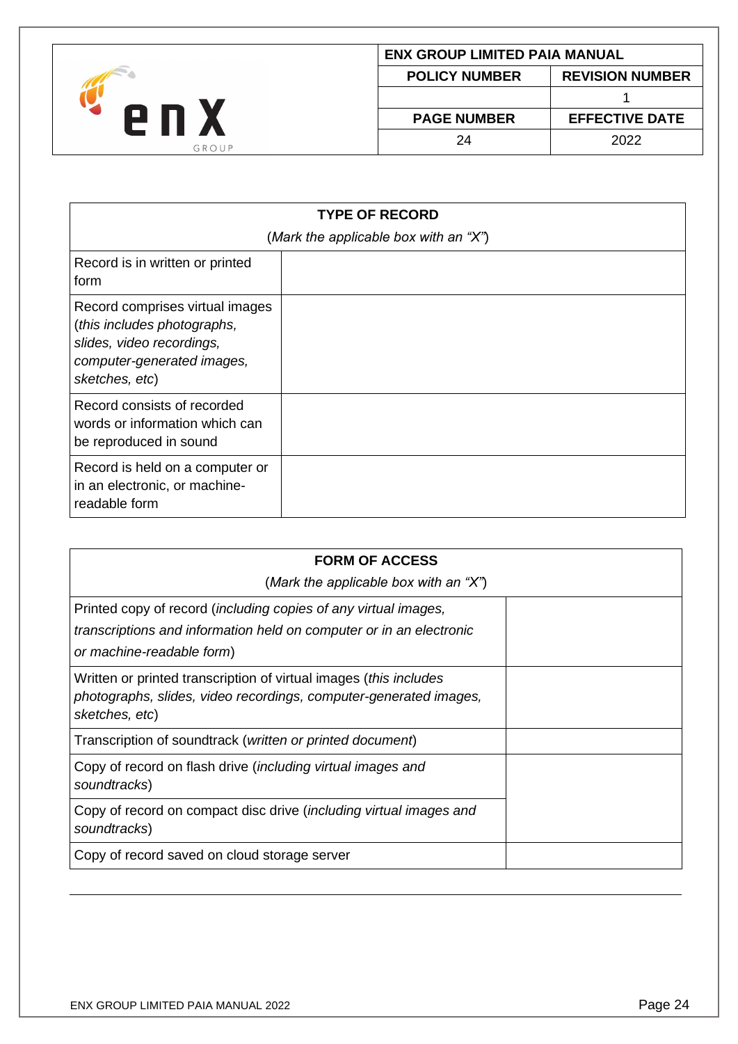| **TYPE OF RECORD** *(Mark the applicable box with an "X")* | |
|---|---|
| Record is in written or printed form | |
| Record comprises virtual images (*this includes photographs, slides, video recordings, computer-generated images, sketches, etc*) | |
| Record consists of recorded words or information which can be reproduced in sound | |
| Record is held on a computer or in an electronic, or machine-readable form | |

| **FORM OF ACCESS** *(Mark the applicable box with an "X")* | |
|---|---|
| Printed copy of record (*including copies of any virtual images, transcriptions and information held on computer or in an electronic or machine-readable form*) | |
| Written or printed transcription of virtual images (*this includes photographs, slides, video recordings, computer-generated images, sketches, etc*) | |
| Transcription of soundtrack (*written or printed document*) | |
| Copy of record on flash drive (*including virtual images and soundtracks*) | |
| Copy of record on compact disc drive (*including virtual images and soundtracks*) | |
| Copy of record saved on cloud storage server | |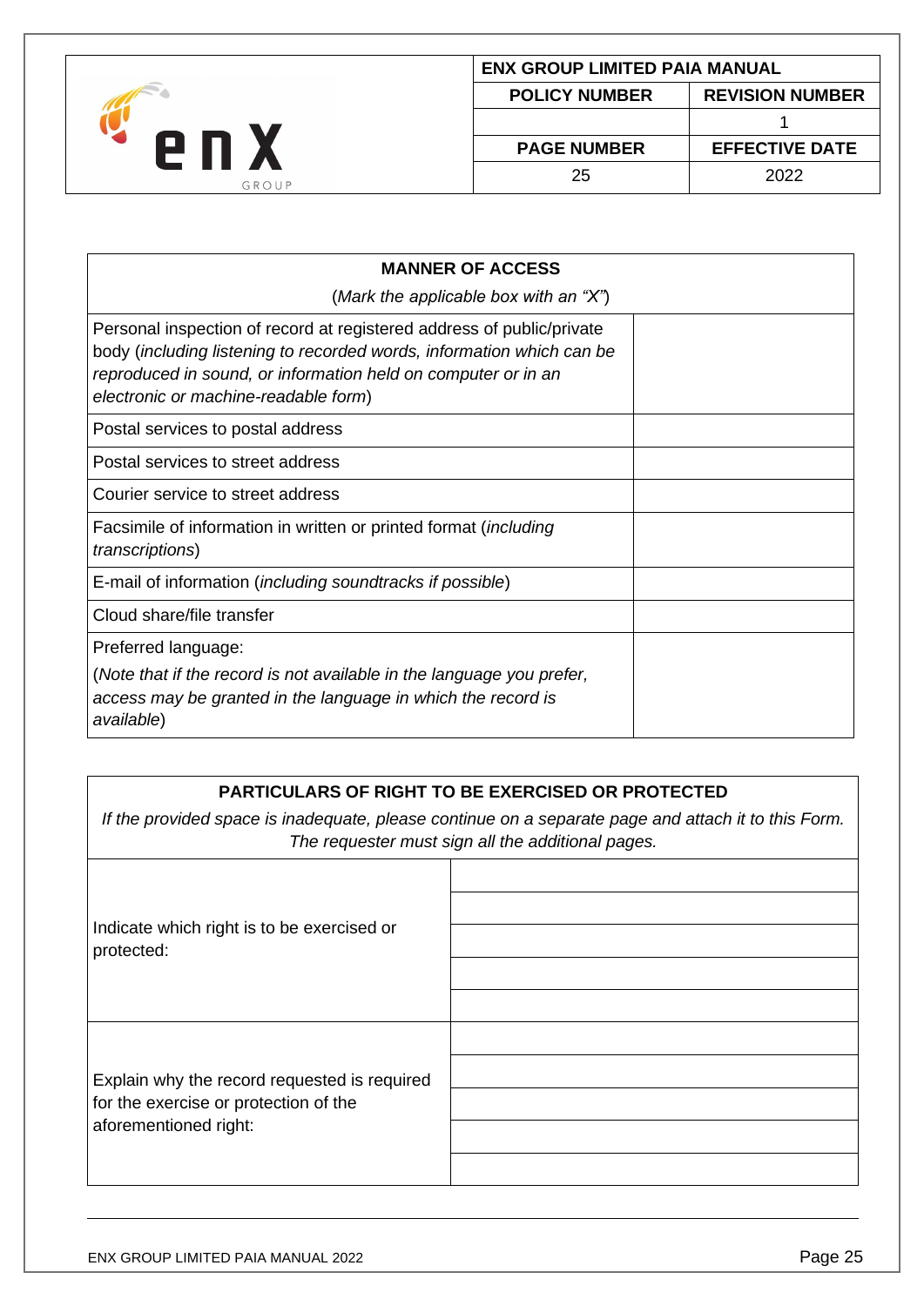| MANNER OF ACCESS<br>(*Mark the applicable box with an "X"*) | |
|---|---|
| Personal inspection of record at registered address of public/private body (*including listening to recorded words, information which can be reproduced in sound, or information held on computer or in an electronic or machine-readable form*) | |
| Postal services to postal address | |
| Postal services to street address | |
| Courier service to street address | |
| Facsimile of information in written or printed format (*including transcriptions*) | |
| E-mail of information (*including soundtracks if possible*) | |
| Cloud share/file transfer | |
| Preferred language:<br>(*Note that if the record is not available in the language you prefer, access may be granted in the language in which the record is available*) | |

| PARTICULARS OF RIGHT TO BE EXERCISED OR PROTECTED<br>*If the provided space is inadequate, please continue on a separate page and attach it to this Form. The requester must sign all the additional pages.* | |
|---|---|
| Indicate which right is to be exercised or protected: | |
| Explain why the record requested is required for the exercise or protection of the aforementioned right: | |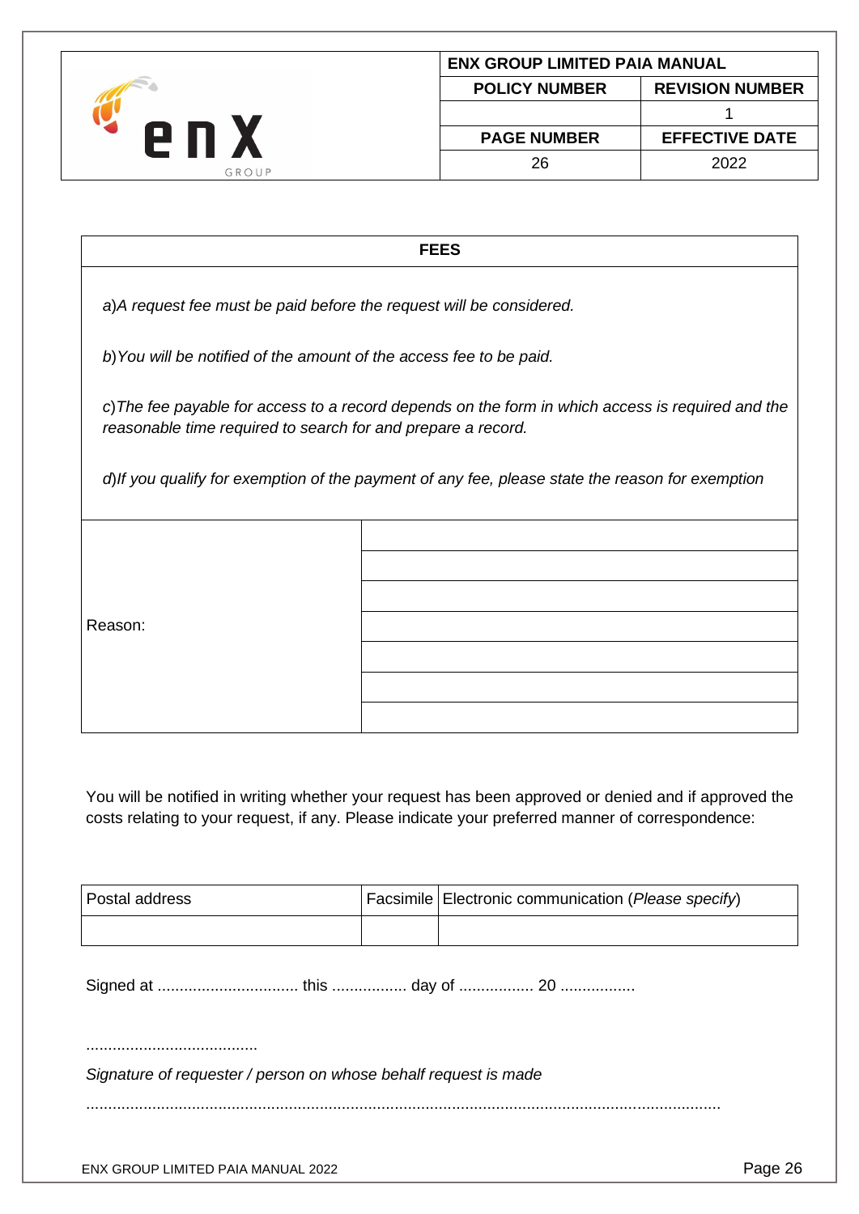| FEES |
| --- |
| *a)A request fee must be paid before the request will be considered.*<br><br>*b)You will be notified of the amount of the access fee to be paid.*<br><br>*c)The fee payable for access to a record depends on the form in which access is required and the reasonable time required to search for and prepare a record.*<br><br>*d)If you qualify for exemption of the payment of any fee, please state the reason for exemption* |

| Reason: | |
| --- | --- |
| | |
| | |
| | |
| | |
| | |
| | |

You will be notified in writing whether your request has been approved or denied and if approved the costs relating to your request, if any. Please indicate your preferred manner of correspondence:

| Postal address | Facsimile | Electronic communication (*Please specify*) |
| --- | --- | --- |
| | | |

Signed at ................................ this ................. day of ................. 20 .................

.......................................

*Signature of requester / person on whose behalf request is made*

...................................................................................................................................................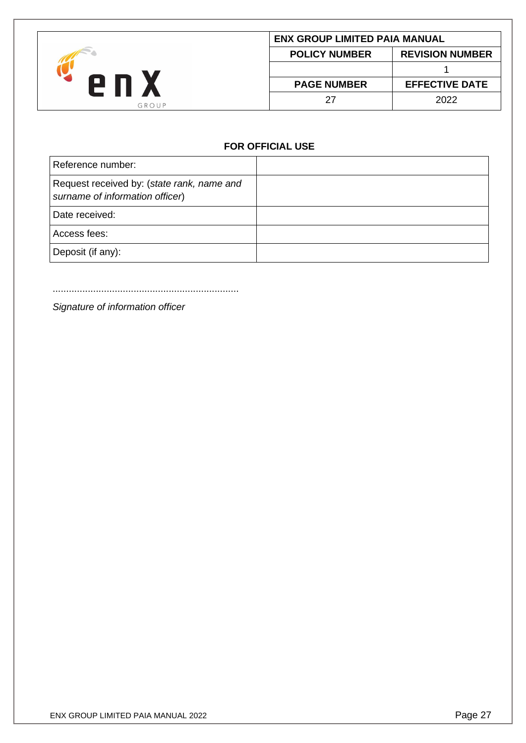**FOR OFFICIAL USE**

| Reference number: | |
|---|---|
| Request received by: (*state rank, name and surname of information officer*) | |
| Date received: | |
| Access fees: | |
| Deposit (if any): | |

.....................................................................

*Signature of information officer*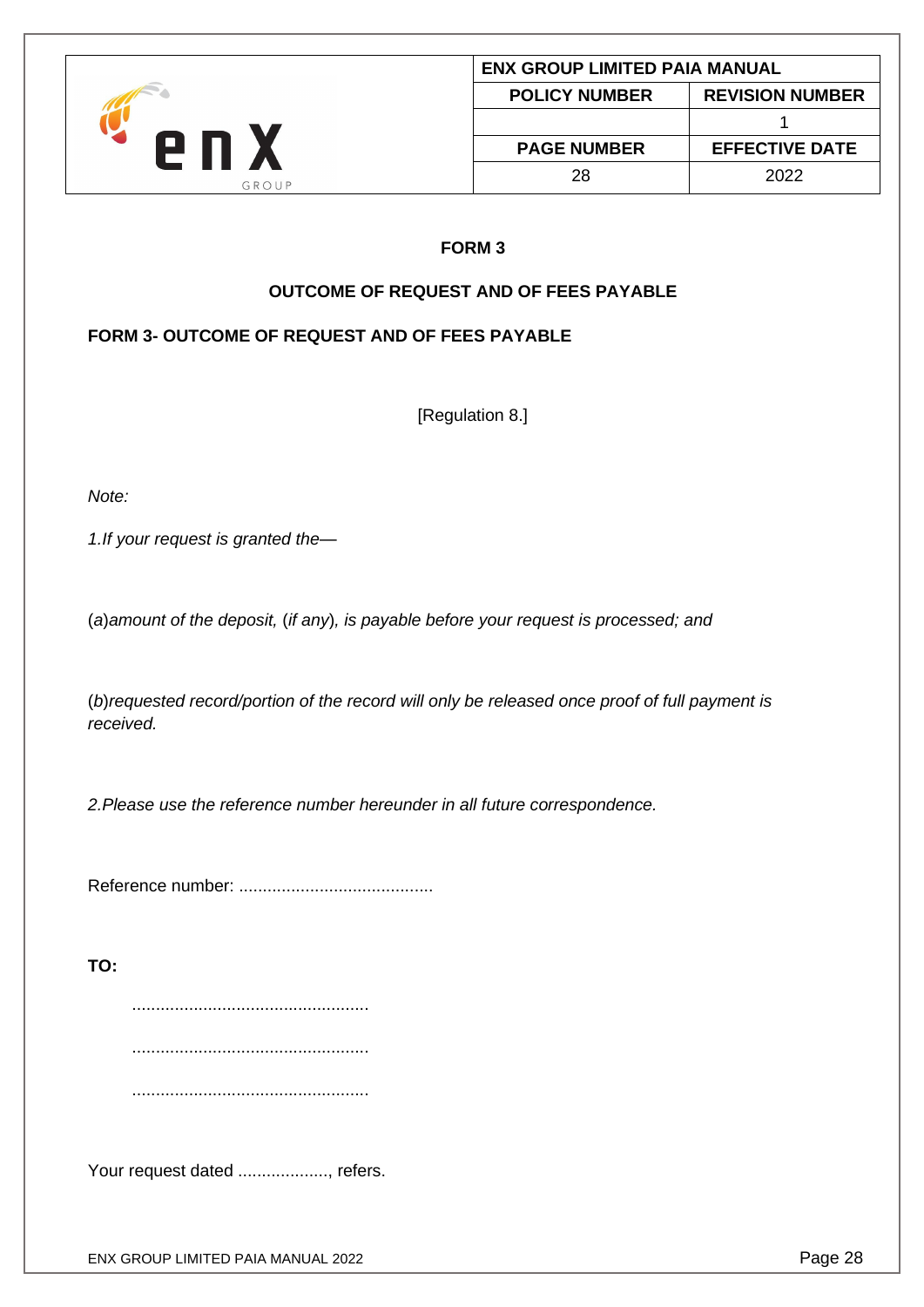**FORM 3**

**OUTCOME OF REQUEST AND OF FEES PAYABLE**

**FORM 3- OUTCOME OF REQUEST AND OF FEES PAYABLE**

[Regulation 8.]

*Note:*

*1.If your request is granted the—*

(*a*)*amount of the deposit,* (*if any*)*, is payable before your request is processed; and*

(*b*)*requested record/portion of the record will only be released once proof of full payment is received.*

*2.Please use the reference number hereunder in all future correspondence.*

Reference number: .........................................

**TO:**

.................................................

.................................................

.................................................

Your request dated ..................., refers.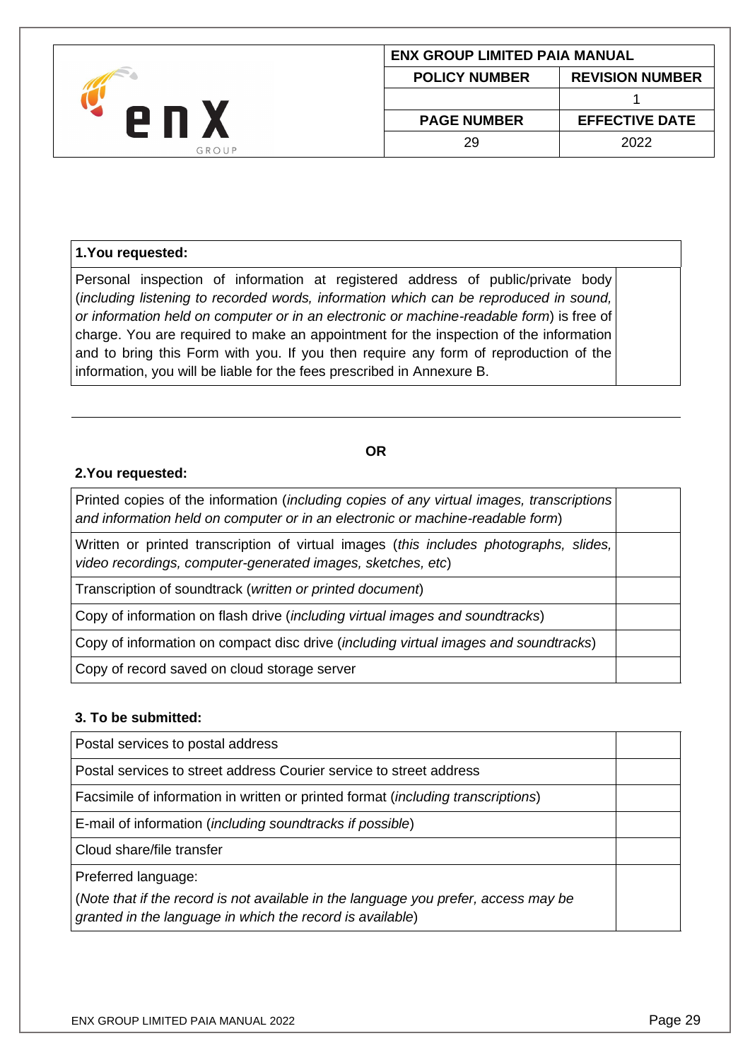| 1.You requested: | |
|---|---|
| Personal inspection of information at registered address of public/private body (*including listening to recorded words, information which can be reproduced in sound, or information held on computer or in an electronic or machine-readable form*) is free of charge. You are required to make an appointment for the inspection of the information and to bring this Form with you. If you then require any form of reproduction of the information, you will be liable for the fees prescribed in Annexure B. | |

**OR**

**2.You requested:**

| | |
|---|---|
| Printed copies of the information (*including copies of any virtual images, transcriptions and information held on computer or in an electronic or machine-readable form*) | |
| Written or printed transcription of virtual images (*this includes photographs, slides, video recordings, computer-generated images, sketches, etc*) | |
| Transcription of soundtrack (*written or printed document*) | |
| Copy of information on flash drive (*including virtual images and soundtracks*) | |
| Copy of information on compact disc drive (*including virtual images and soundtracks*) | |
| Copy of record saved on cloud storage server | |

**3. To be submitted:**

| | |
|---|---|
| Postal services to postal address | |
| Postal services to street address Courier service to street address | |
| Facsimile of information in written or printed format (*including transcriptions*) | |
| E-mail of information (*including soundtracks if possible*) | |
| Cloud share/file transfer | |
| Preferred language:<br>(*Note that if the record is not available in the language you prefer, access may be granted in the language in which the record is available*) | |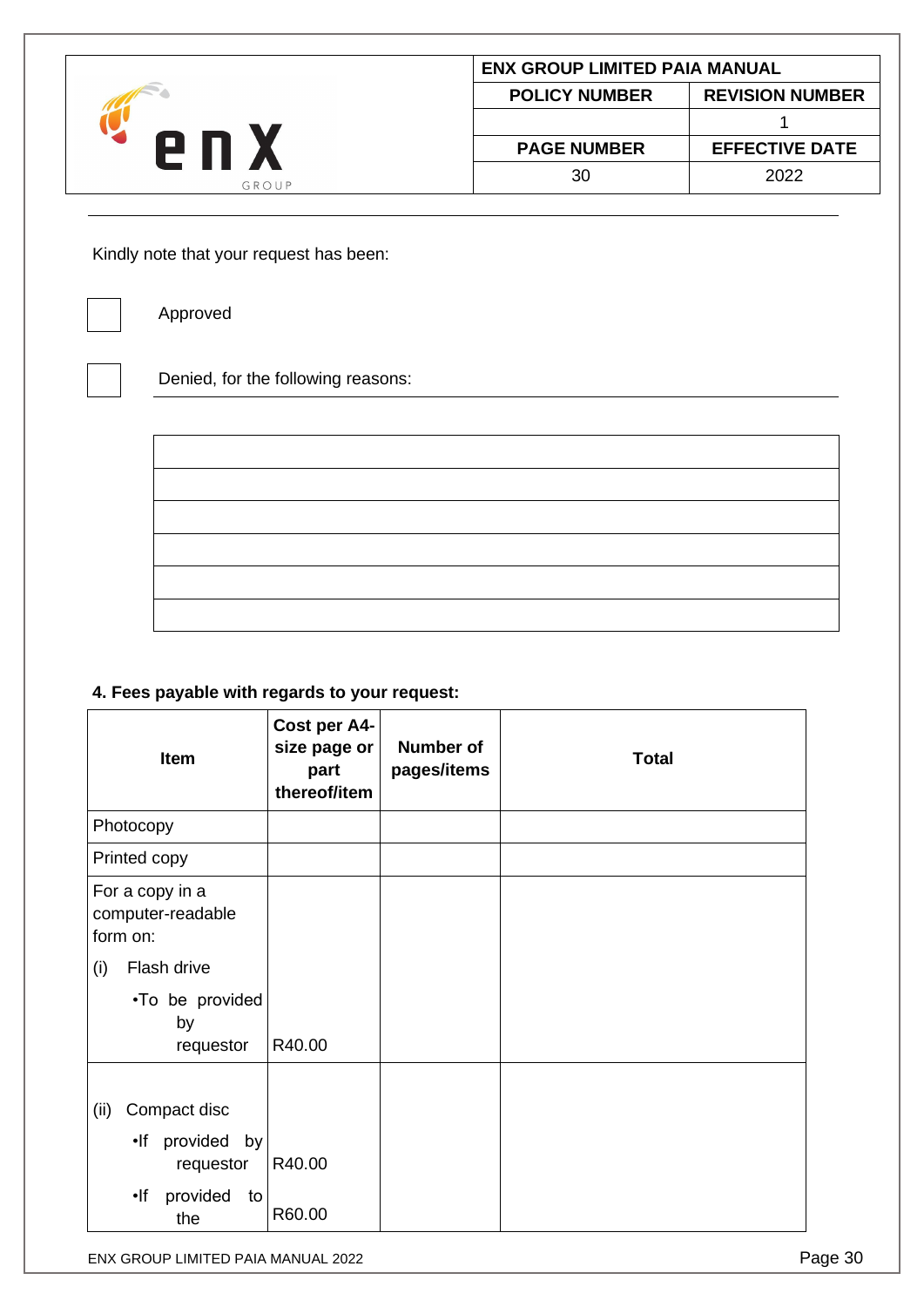Kindly note that your request has been:

☐ Approved

☐ Denied, for the following reasons:

| |
|---|
| |
| |
| |
| |
| |
| |

**4. Fees payable with regards to your request:**

| Item | Cost per A4-size page or part thereof/item | Number of pages/items | Total |
|---|---|---|---|
| Photocopy | | | |
| Printed copy | | | |
| For a copy in a computer-readable form on:<br>(i) Flash drive<br>•To be provided by requestor | R40.00 | | |
| (ii) Compact disc<br>•If provided by requestor<br>•If provided to the | R40.00<br>R60.00 | | |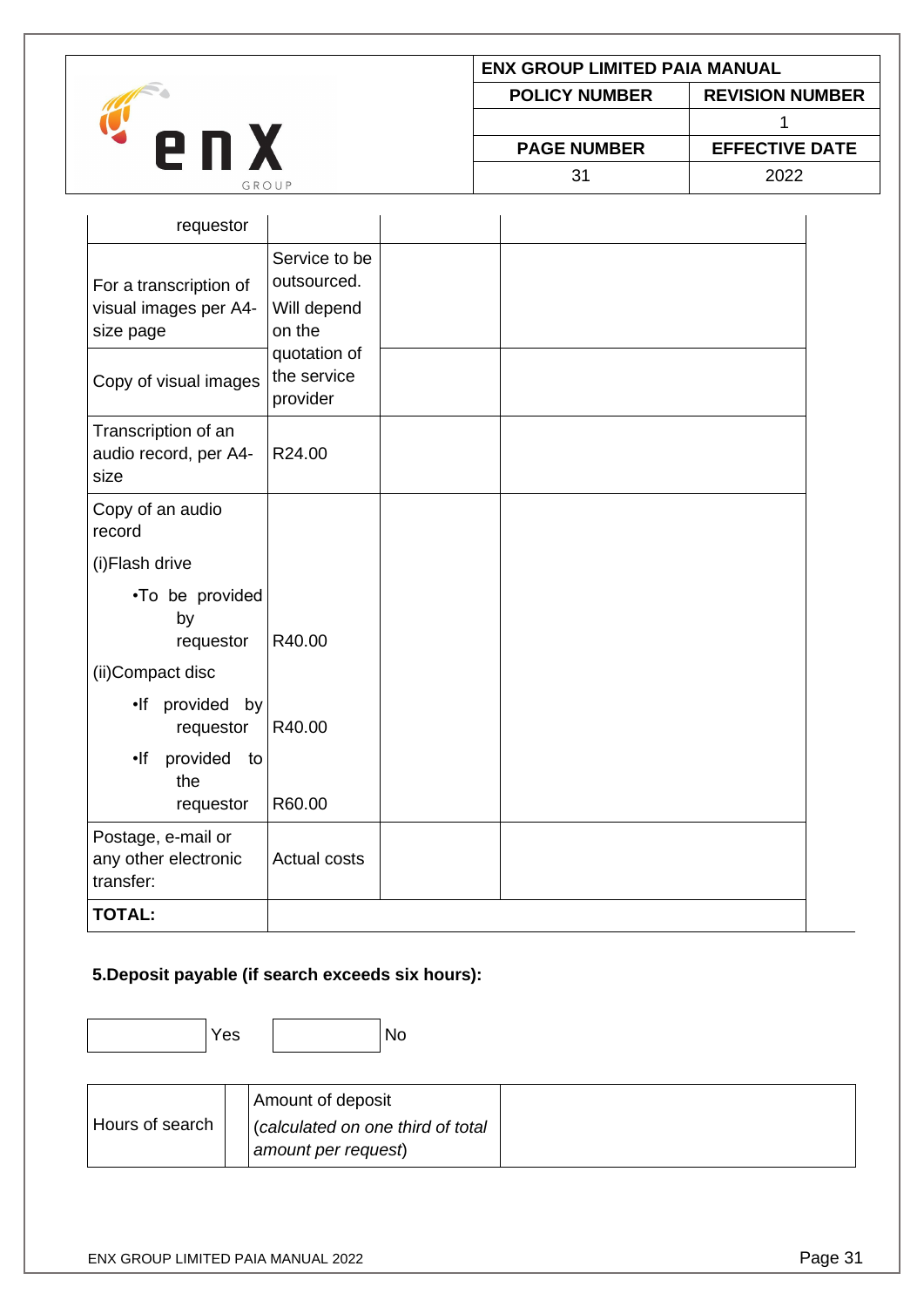| | | | |
|---|---|---|---|
| requestor | | | |
| For a transcription of visual images per A4-size page | Service to be outsourced. Will depend on the quotation of the service provider | | |
| Copy of visual images | | | |
| Transcription of an audio record, per A4-size | R24.00 | | |
| Copy of an audio record<br>(i)Flash drive<br>•To be provided by requestor<br>(ii)Compact disc<br>•If provided by requestor<br>•If provided to the requestor | <br><br><br>R40.00<br><br>R40.00<br><br>R60.00 | | |
| Postage, e-mail or any other electronic transfer: | Actual costs | | |
| **TOTAL:** | | | |

**5.Deposit payable (if search exceeds six hours):**

| | Yes | | No |
|---|---|---|---|

| Hours of search | | Amount of deposit (*calculated on one third of total amount per request*) | |
|---|---|---|---|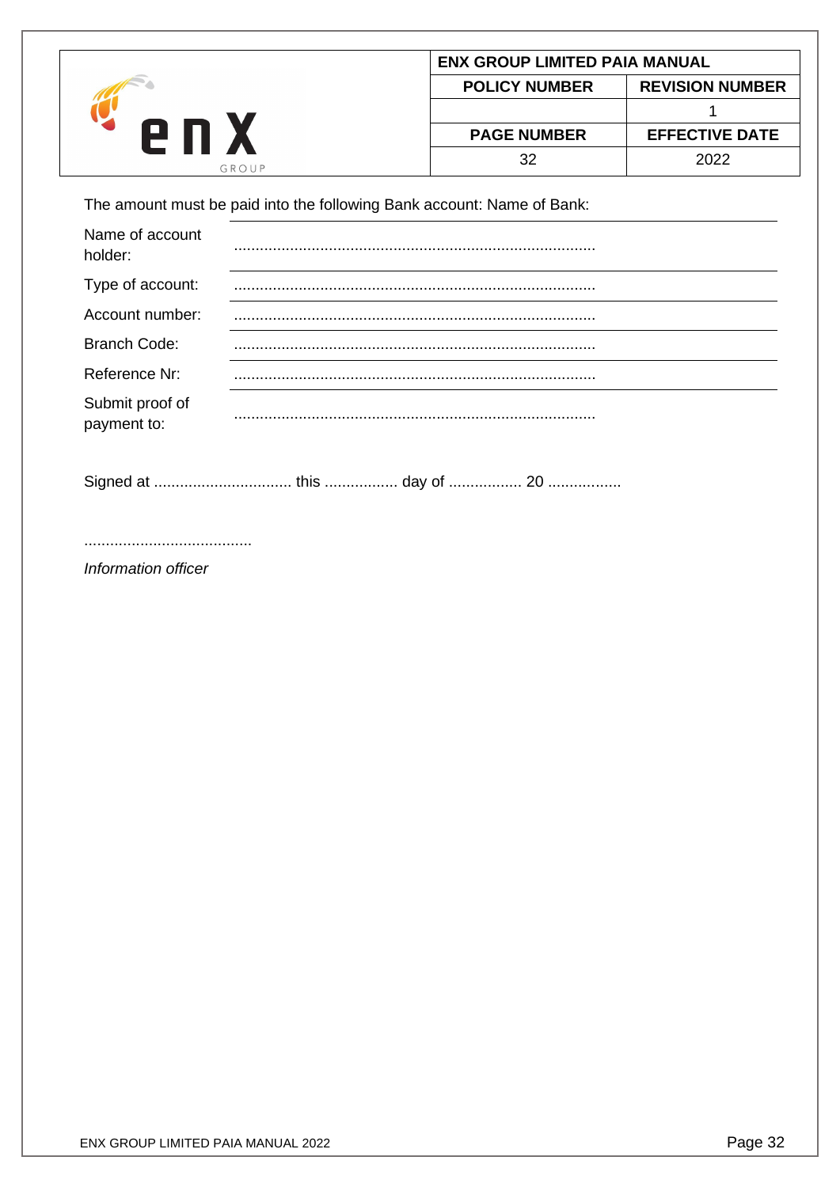The amount must be paid into the following Bank account: Name of Bank:

| | |
|---|---|
| Name of account holder: | ................................................................................... |
| Type of account: | ................................................................................... |
| Account number: | ................................................................................... |
| Branch Code: | ................................................................................... |
| Reference Nr: | ................................................................................... |
| Submit proof of payment to: | ................................................................................... |

Signed at ................................ this ................. day of ................. 20 .................

.......................................

*Information officer*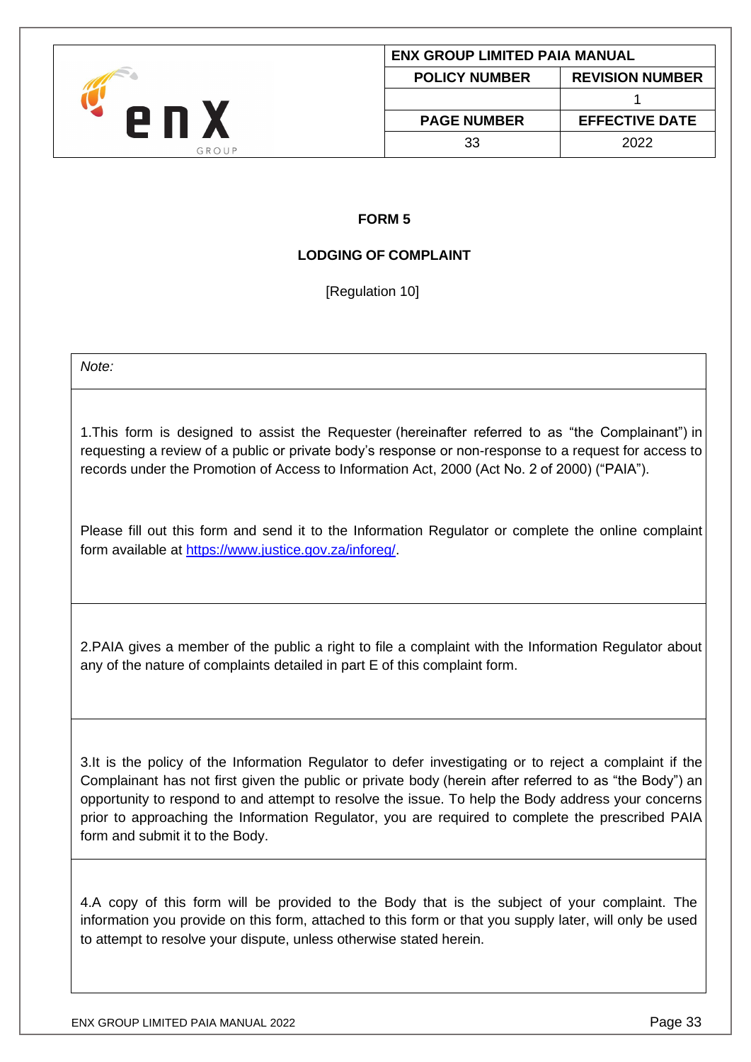**FORM 5**

**LODGING OF COMPLAINT**

[Regulation 10]

| *Note:* |
|---|
| 1.This form is designed to assist the Requester (hereinafter referred to as "the Complainant") in requesting a review of a public or private body's response or non-response to a request for access to records under the Promotion of Access to Information Act, 2000 (Act No. 2 of 2000) ("PAIA").<br><br>Please fill out this form and send it to the Information Regulator or complete the online complaint form available at [https://www.justice.gov.za/inforeg/](https://www.justice.gov.za/inforeg/). |
| 2.PAIA gives a member of the public a right to file a complaint with the Information Regulator about any of the nature of complaints detailed in part E of this complaint form. |
| 3.It is the policy of the Information Regulator to defer investigating or to reject a complaint if the Complainant has not first given the public or private body (herein after referred to as "the Body") an opportunity to respond to and attempt to resolve the issue. To help the Body address your concerns prior to approaching the Information Regulator, you are required to complete the prescribed PAIA form and submit it to the Body. |
| 4.A copy of this form will be provided to the Body that is the subject of your complaint. The information you provide on this form, attached to this form or that you supply later, will only be used to attempt to resolve your dispute, unless otherwise stated herein. |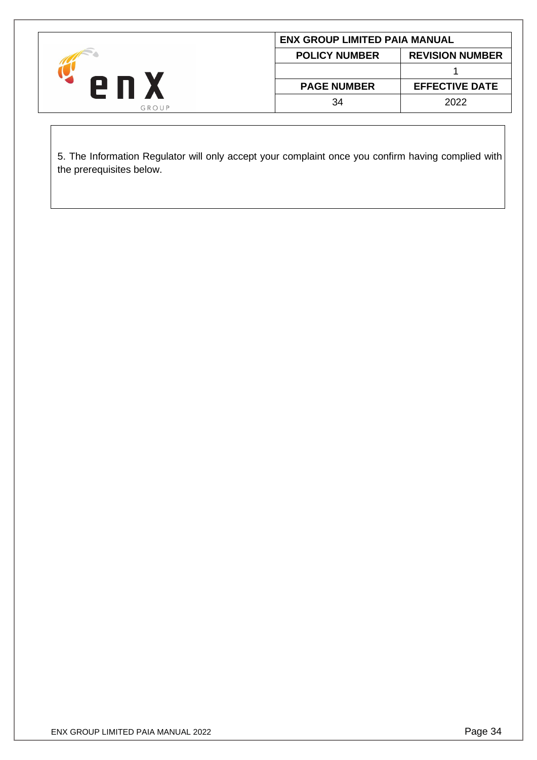5. The Information Regulator will only accept your complaint once you confirm having complied with the prerequisites below.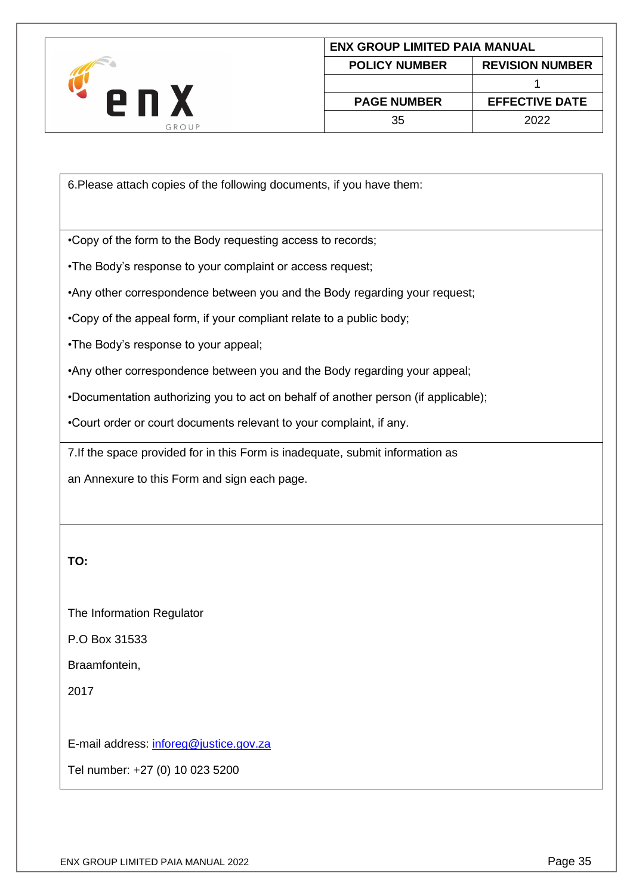6.Please attach copies of the following documents, if you have them:

•Copy of the form to the Body requesting access to records;

•The Body's response to your complaint or access request;

•Any other correspondence between you and the Body regarding your request;

•Copy of the appeal form, if your compliant relate to a public body;

•The Body's response to your appeal;

•Any other correspondence between you and the Body regarding your appeal;

•Documentation authorizing you to act on behalf of another person (if applicable);

•Court order or court documents relevant to your complaint, if any.

7.If the space provided for in this Form is inadequate, submit information as an Annexure to this Form and sign each page.

**TO:**

The Information Regulator

P.O Box 31533

Braamfontein,

2017

E-mail address: inforeg@justice.gov.za

Tel number: +27 (0) 10 023 5200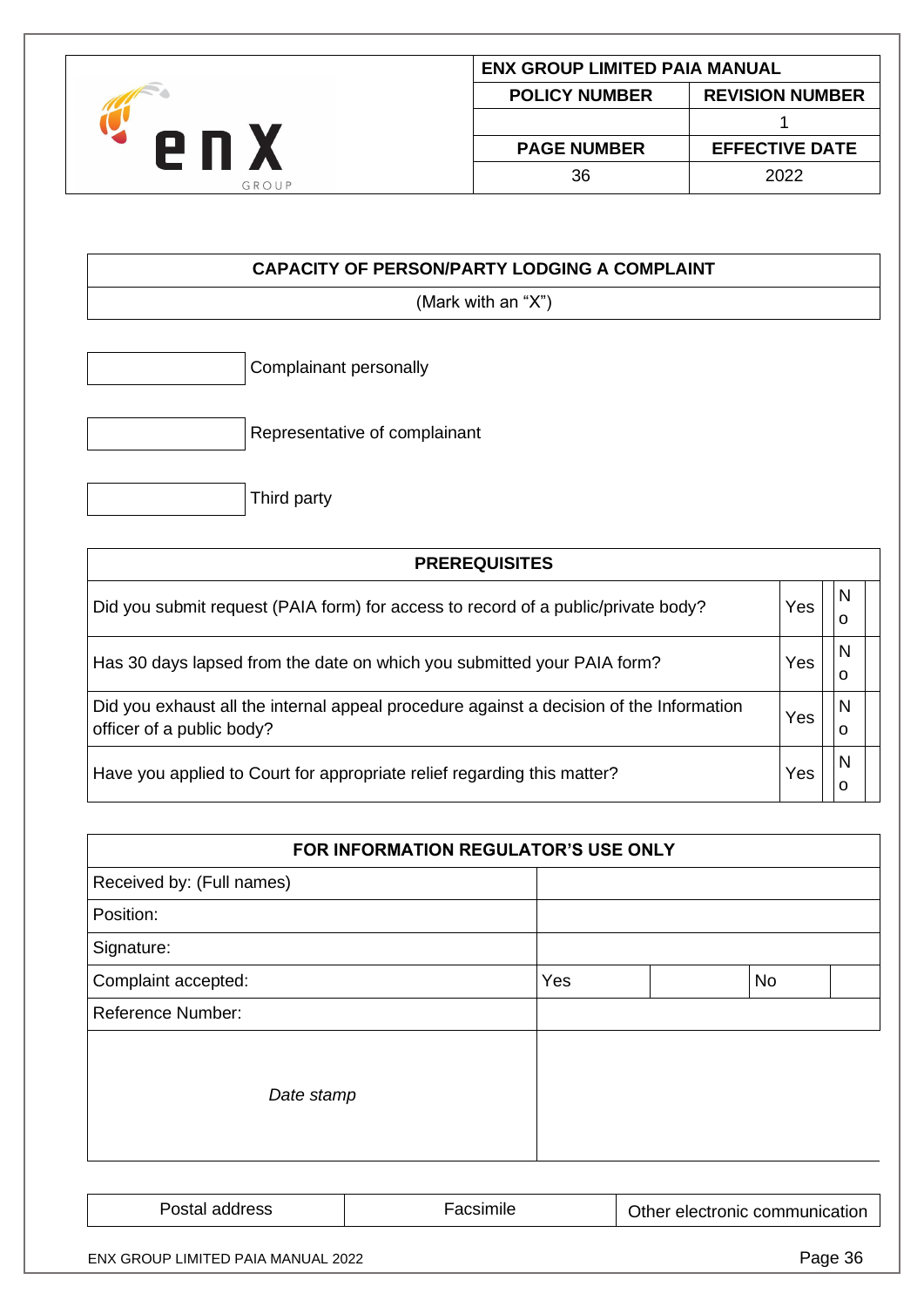| CAPACITY OF PERSON/PARTY LODGING A COMPLAINT |
| --- |
| (Mark with an “X”) |

| | |
| --- | --- |
| | Complainant personally |
| | Representative of complainant |
| | Third party |

| PREREQUISITES | | | | |
| --- | --- | --- | --- | --- |
| Did you submit request (PAIA form) for access to record of a public/private body? | Yes | | No | |
| Has 30 days lapsed from the date on which you submitted your PAIA form? | Yes | | No | |
| Did you exhaust all the internal appeal procedure against a decision of the Information officer of a public body? | Yes | | No | |
| Have you applied to Court for appropriate relief regarding this matter? | Yes | | No | |

| FOR INFORMATION REGULATOR’S USE ONLY | | | | |
| --- | --- | --- | --- | --- |
| Received by: (Full names) | | | | |
| Position: | | | | |
| Signature: | | | | |
| Complaint accepted: | Yes | | No | |
| Reference Number: | | | | |
| *Date stamp* | | | | |

| Postal address | Facsimile | Other electronic communication |
| --- | --- | --- |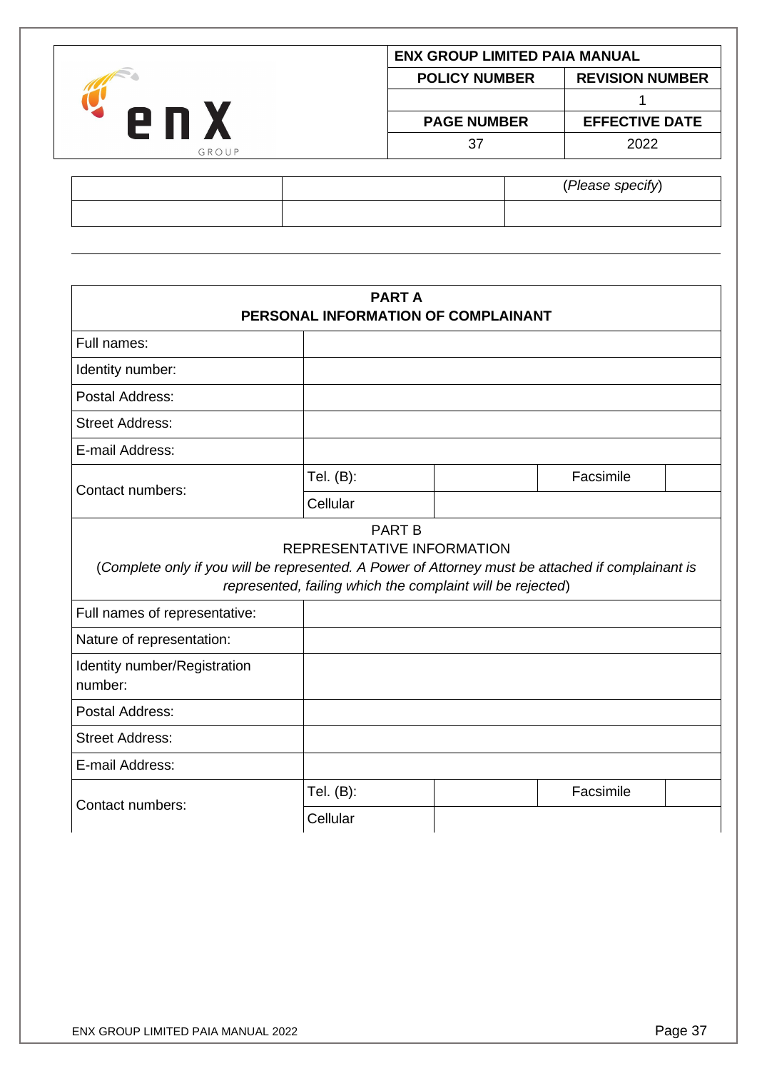| | | (*Please specify*) |
|---|---|---|
| | | |

---

| **PART A**<br>**PERSONAL INFORMATION OF COMPLAINANT** | | | | |
|---|---|---|---|---|
| Full names: | | | | |
| Identity number: | | | | |
| Postal Address: | | | | |
| Street Address: | | | | |
| E-mail Address: | | | | |
| Contact numbers: | Tel. (B): | | Facsimile | |
| | Cellular | | | |

| PART B<br>REPRESENTATIVE INFORMATION<br>(*Complete only if you will be represented. A Power of Attorney must be attached if complainant is represented, failing which the complaint will be rejected*) | | | | |
|---|---|---|---|---|
| Full names of representative: | | | | |
| Nature of representation: | | | | |
| Identity number/Registration number: | | | | |
| Postal Address: | | | | |
| Street Address: | | | | |
| E-mail Address: | | | | |
| Contact numbers: | Tel. (B): | | Facsimile | |
| | Cellular | | | |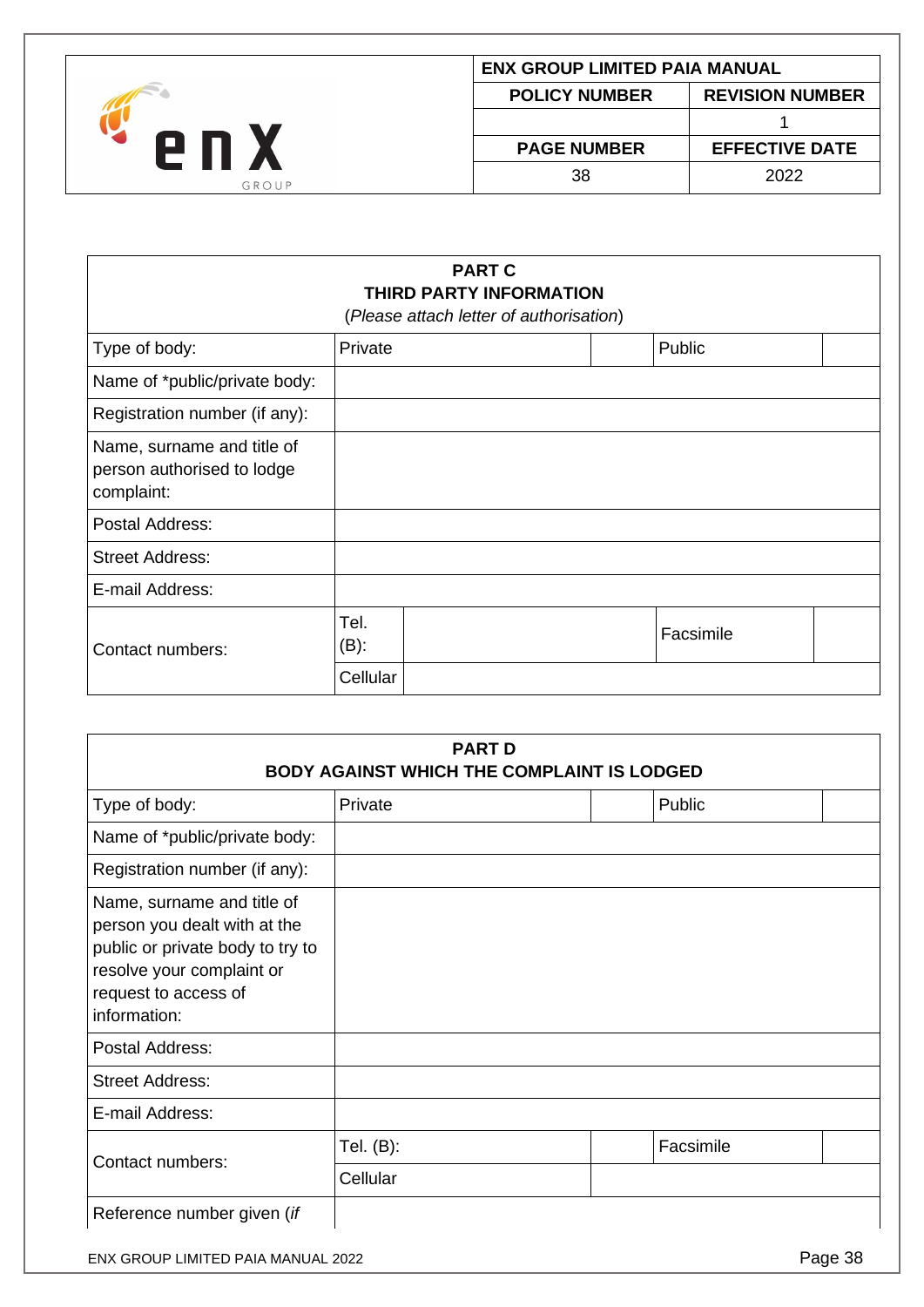| **PART C**<br>**THIRD PARTY INFORMATION**<br>(*Please attach letter of authorisation*) | | | | | |
|---|---|---|---|---|---|
| Type of body: | Private | | | Public | |
| Name of *public/private body: | | | | | |
| Registration number (if any): | | | | | |
| Name, surname and title of person authorised to lodge complaint: | | | | | |
| Postal Address: | | | | | |
| Street Address: | | | | | |
| E-mail Address: | | | | | |
| Contact numbers: | Tel. (B): | | | Facsimile | |
| | Cellular | | | | |

| **PART D**<br>**BODY AGAINST WHICH THE COMPLAINT IS LODGED** | | | | |
|---|---|---|---|---|
| Type of body: | Private | | Public | |
| Name of *public/private body: | | | | |
| Registration number (if any): | | | | |
| Name, surname and title of person you dealt with at the public or private body to try to resolve your complaint or request to access of information: | | | | |
| Postal Address: | | | | |
| Street Address: | | | | |
| E-mail Address: | | | | |
| Contact numbers: | Tel. (B): | | Facsimile | |
| | Cellular | | | |
| Reference number given (*if* | | | | |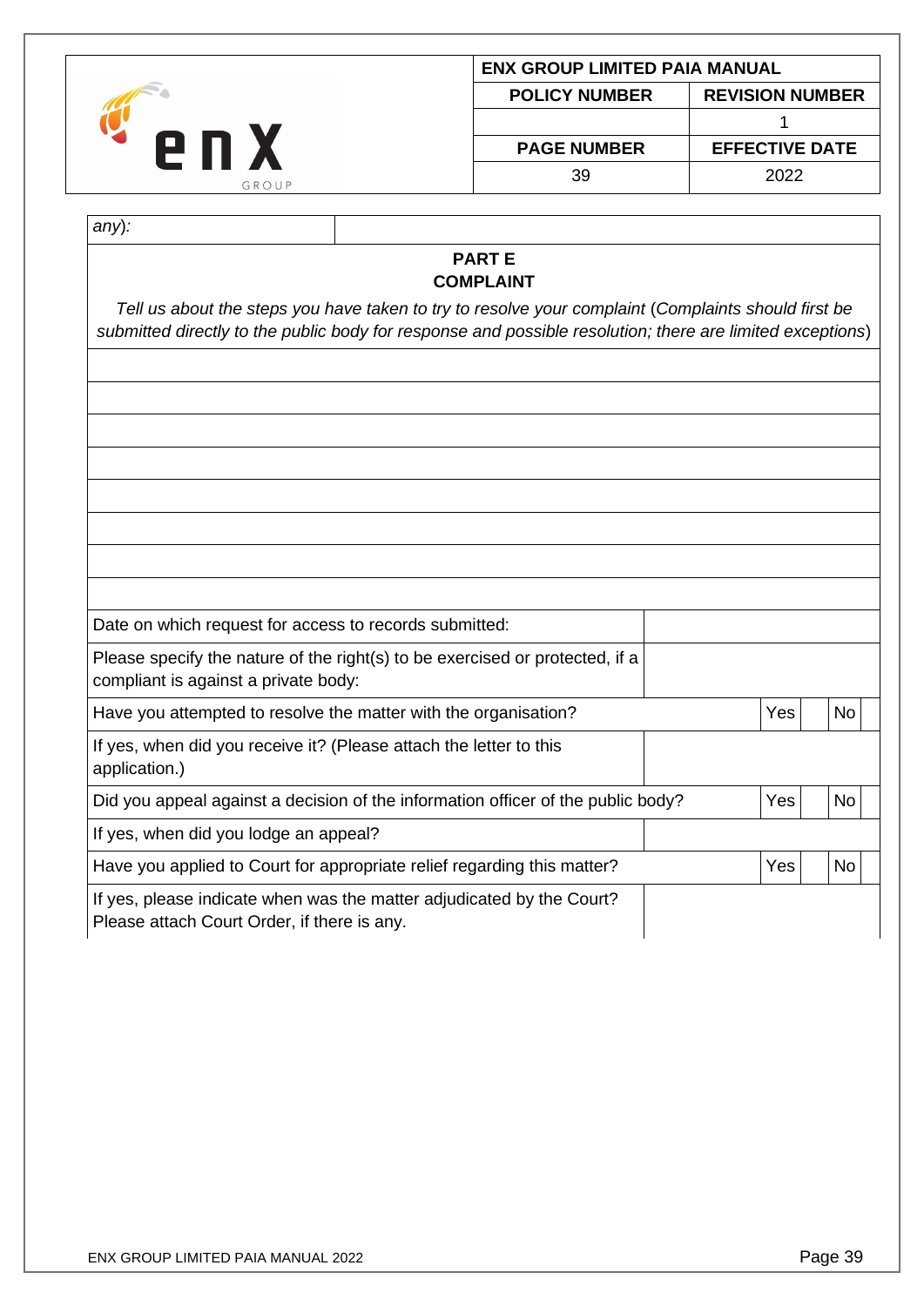| *any*): | |
|---|---|

**PART E**
**COMPLAINT**

*Tell us about the steps you have taken to try to resolve your complaint* (*Complaints should first be submitted directly to the public body for response and possible resolution; there are limited exceptions*)

| |
|---|
| |
| |
| |
| |
| |
| |
| |
| |

| | | | | |
|---|---|---|---|---|
| Date on which request for access to records submitted: | | | | |
| Please specify the nature of the right(s) to be exercised or protected, if a compliant is against a private body: | | | | |
| Have you attempted to resolve the matter with the organisation? | Yes | | No | |
| If yes, when did you receive it? (Please attach the letter to this application.) | | | | |
| Did you appeal against a decision of the information officer of the public body? | Yes | | No | |
| If yes, when did you lodge an appeal? | | | | |
| Have you applied to Court for appropriate relief regarding this matter? | Yes | | No | |
| If yes, please indicate when was the matter adjudicated by the Court? Please attach Court Order, if there is any. | | | | |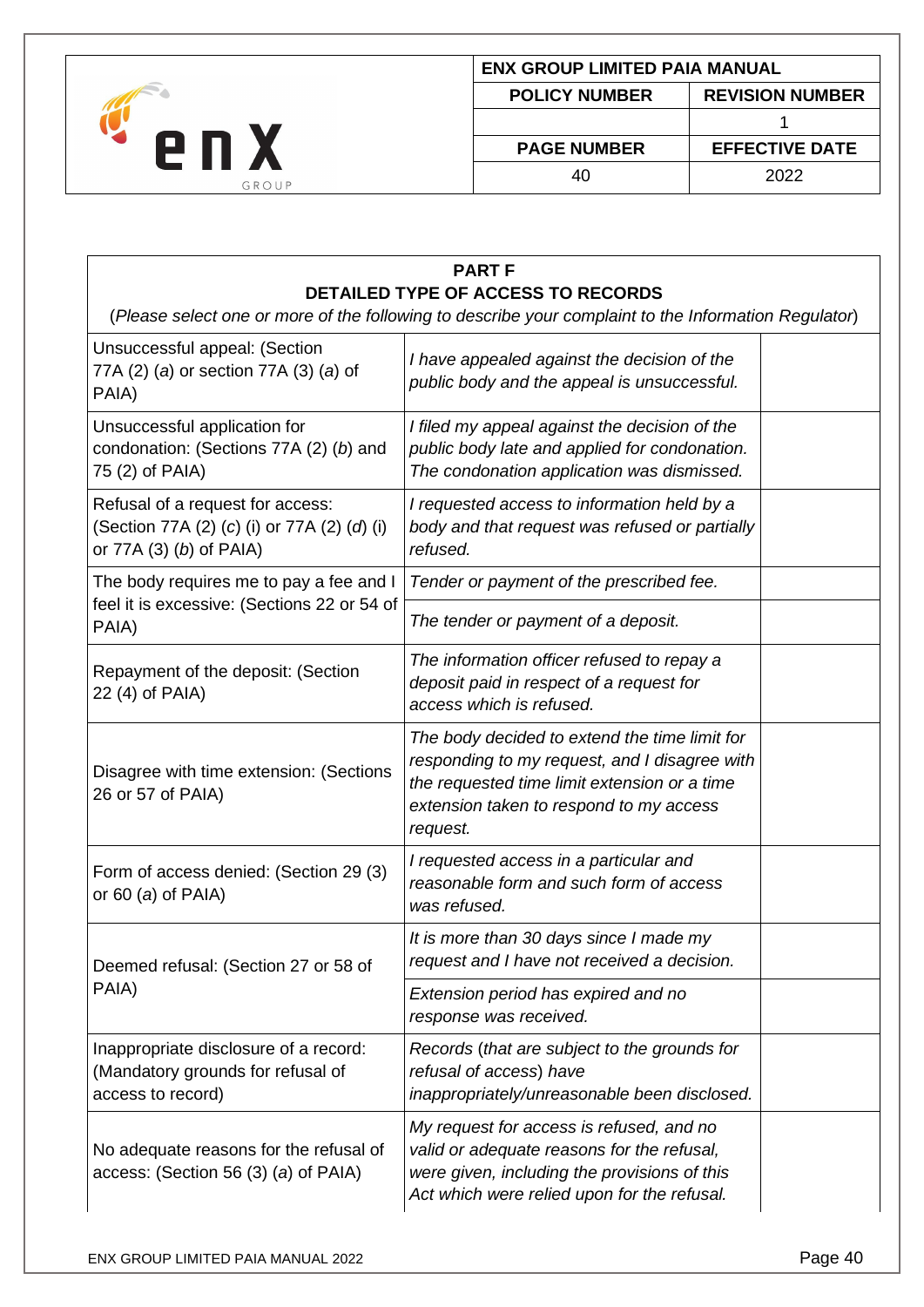| PART F<br>DETAILED TYPE OF ACCESS TO RECORDS<br>(*Please select one or more of the following to describe your complaint to the Information Regulator*) | | |
|---|---|---|
| Unsuccessful appeal: (Section 77A (2) (*a*) or section 77A (3) (*a*) of PAIA) | *I have appealed against the decision of the public body and the appeal is unsuccessful.* | |
| Unsuccessful application for condonation: (Sections 77A (2) (*b*) and 75 (2) of PAIA) | *I filed my appeal against the decision of the public body late and applied for condonation. The condonation application was dismissed.* | |
| Refusal of a request for access: (Section 77A (2) (*c*) (i) or 77A (2) (*d*) (i) or 77A (3) (*b*) of PAIA) | *I requested access to information held by a body and that request was refused or partially refused.* | |
| The body requires me to pay a fee and I feel it is excessive: (Sections 22 or 54 of PAIA) | *Tender or payment of the prescribed fee.* | |
| | *The tender or payment of a deposit.* | |
| Repayment of the deposit: (Section 22 (4) of PAIA) | *The information officer refused to repay a deposit paid in respect of a request for access which is refused.* | |
| Disagree with time extension: (Sections 26 or 57 of PAIA) | *The body decided to extend the time limit for responding to my request, and I disagree with the requested time limit extension or a time extension taken to respond to my access request.* | |
| Form of access denied: (Section 29 (3) or 60 (*a*) of PAIA) | *I requested access in a particular and reasonable form and such form of access was refused.* | |
| Deemed refusal: (Section 27 or 58 of PAIA) | *It is more than 30 days since I made my request and I have not received a decision.* | |
| | *Extension period has expired and no response was received.* | |
| Inappropriate disclosure of a record: (Mandatory grounds for refusal of access to record) | *Records (that are subject to the grounds for refusal of access) have inappropriately/unreasonable been disclosed.* | |
| No adequate reasons for the refusal of access: (Section 56 (3) (*a*) of PAIA) | *My request for access is refused, and no valid or adequate reasons for the refusal, were given, including the provisions of this Act which were relied upon for the refusal.* | |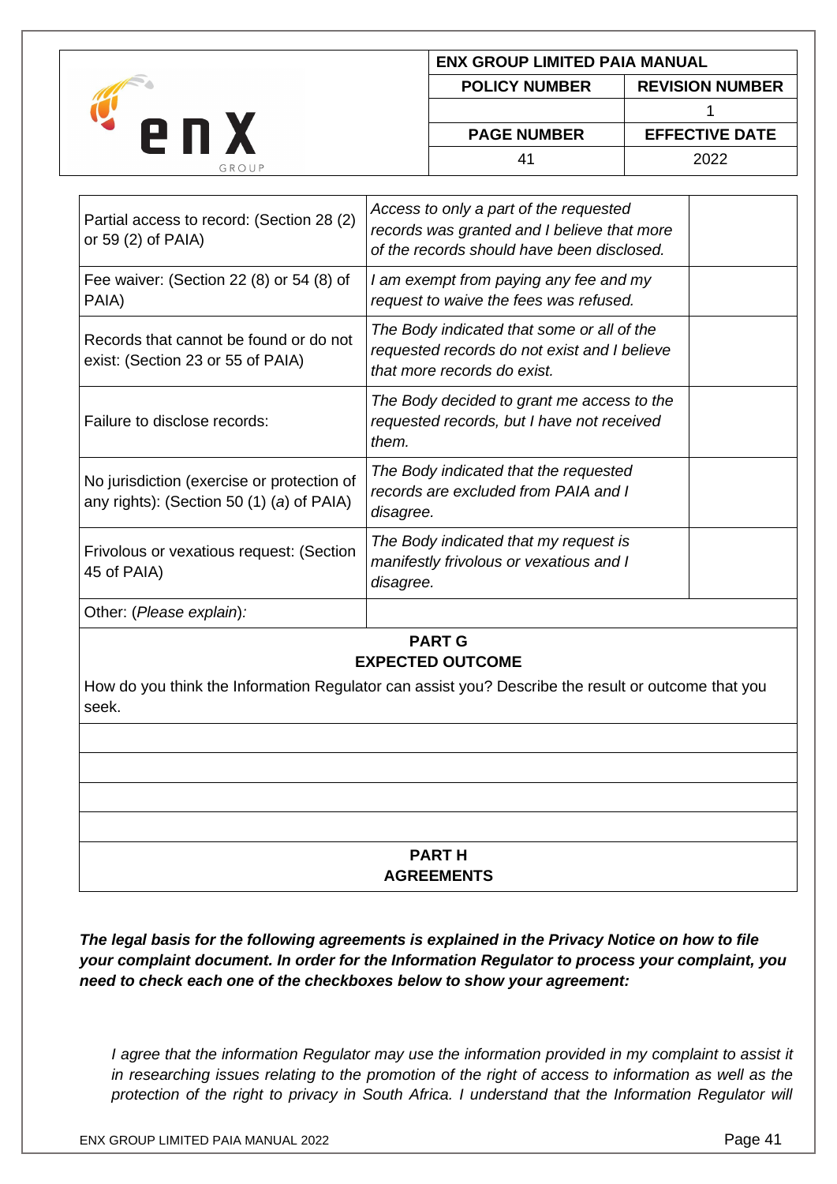| | | |
|---|---|---|
| Partial access to record: (Section 28 (2) or 59 (2) of PAIA) | *Access to only a part of the requested records was granted and I believe that more of the records should have been disclosed.* | |
| Fee waiver: (Section 22 (8) or 54 (8) of PAIA) | *I am exempt from paying any fee and my request to waive the fees was refused.* | |
| Records that cannot be found or do not exist: (Section 23 or 55 of PAIA) | *The Body indicated that some or all of the requested records do not exist and I believe that more records do exist.* | |
| Failure to disclose records: | *The Body decided to grant me access to the requested records, but I have not received them.* | |
| No jurisdiction (exercise or protection of any rights): (Section 50 (1) (*a*) of PAIA) | *The Body indicated that the requested records are excluded from PAIA and I disagree.* | |
| Frivolous or vexatious request: (Section 45 of PAIA) | *The Body indicated that my request is manifestly frivolous or vexatious and I disagree.* | |
| Other: (*Please explain*): | | |

**PART G**
**EXPECTED OUTCOME**

How do you think the Information Regulator can assist you? Describe the result or outcome that you seek.

| |
|---|
| |
| |
| |
| |

**PART H**
**AGREEMENTS**

***The legal basis for the following agreements is explained in the Privacy Notice on how to file your complaint document. In order for the Information Regulator to process your complaint, you need to check each one of the checkboxes below to show your agreement:***

*I agree that the information Regulator may use the information provided in my complaint to assist it in researching issues relating to the promotion of the right of access to information as well as the protection of the right to privacy in South Africa. I understand that the Information Regulator will*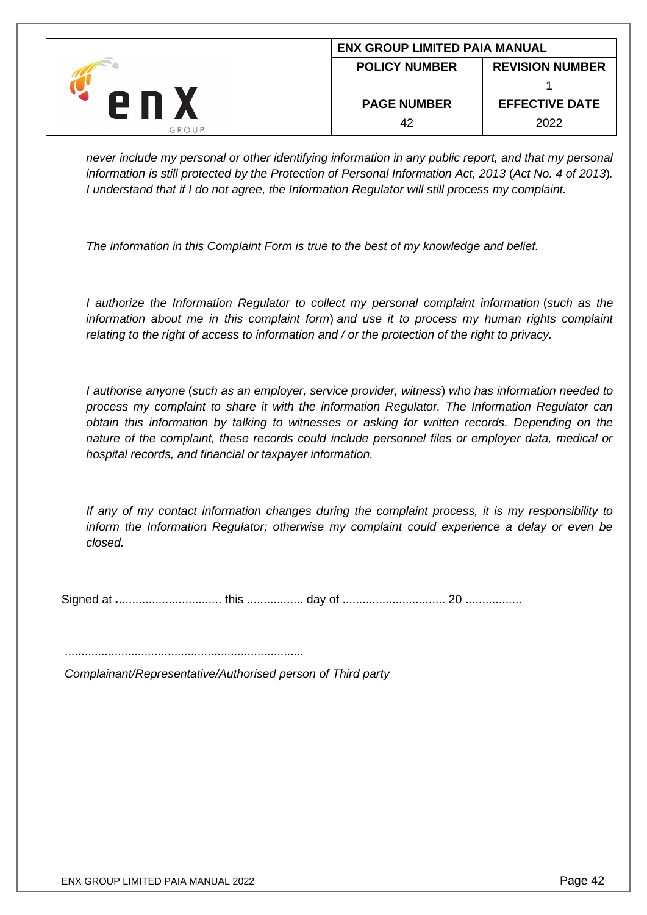*never include my personal or other identifying information in any public report, and that my personal information is still protected by the Protection of Personal Information Act, 2013* (*Act No. 4 of 2013*)*. I understand that if I do not agree, the Information Regulator will still process my complaint.*

*The information in this Complaint Form is true to the best of my knowledge and belief.*

*I authorize the Information Regulator to collect my personal complaint information* (*such as the information about me in this complaint form*) *and use it to process my human rights complaint relating to the right of access to information and / or the protection of the right to privacy.*

*I authorise anyone* (*such as an employer, service provider, witness*) *who has information needed to process my complaint to share it with the information Regulator. The Information Regulator can obtain this information by talking to witnesses or asking for written records. Depending on the nature of the complaint, these records could include personnel files or employer data, medical or hospital records, and financial or taxpayer information.*

*If any of my contact information changes during the complaint process, it is my responsibility to inform the Information Regulator; otherwise my complaint could experience a delay or even be closed.*

Signed at ................................ this ................. day of ............................... 20 .................

........................................................................

*Complainant/Representative/Authorised person of Third party*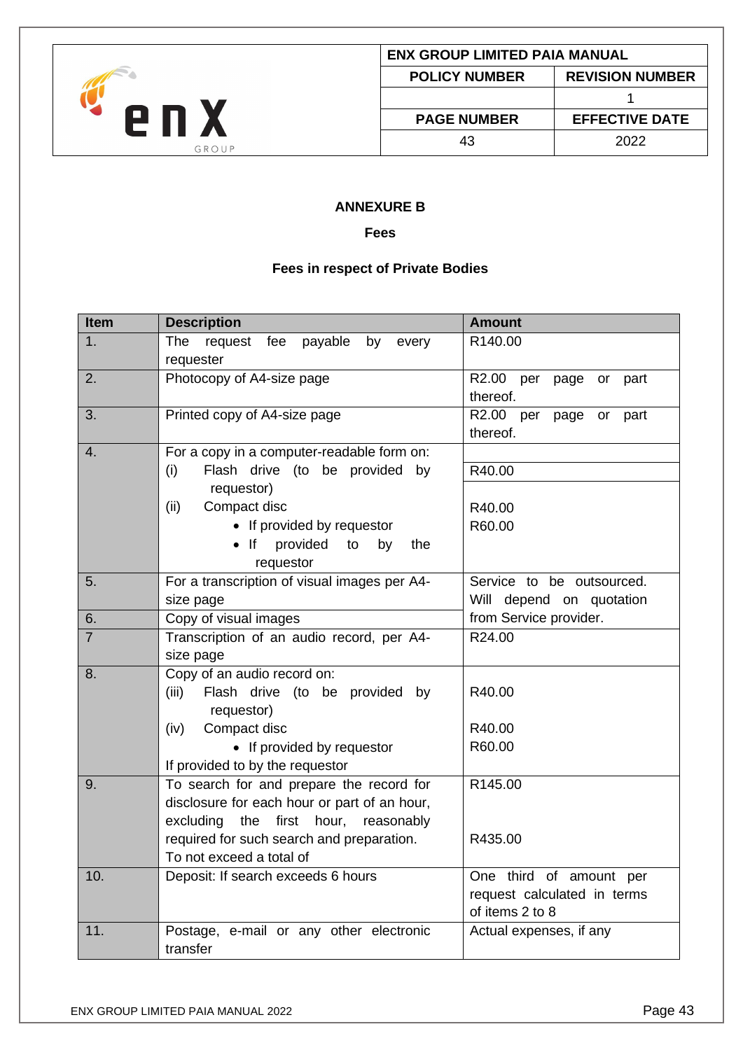## ANNEXURE B

### Fees

### Fees in respect of Private Bodies

| Item | Description | Amount |
|---|---|---|
| 1. | The request fee payable by every requester | R140.00 |
| 2. | Photocopy of A4-size page | R2.00 per page or part thereof. |
| 3. | Printed copy of A4-size page | R2.00 per page or part thereof. |
| 4. | For a copy in a computer-readable form on:<br>(i) Flash drive (to be provided by requestor)<br>(ii) Compact disc<br>• If provided by requestor<br>• If provided to by the requestor | <br>R40.00<br><br>R40.00<br>R60.00 |
| 5. | For a transcription of visual images per A4-size page | Service to be outsourced. Will depend on quotation from Service provider. |
| 6. | Copy of visual images | |
| 7 | Transcription of an audio record, per A4-size page | R24.00 |
| 8. | Copy of an audio record on:<br>(iii) Flash drive (to be provided by requestor)<br>(iv) Compact disc<br>• If provided by requestor<br>If provided to by the requestor | <br>R40.00<br><br>R40.00<br>R60.00 |
| 9. | To search for and prepare the record for disclosure for each hour or part of an hour, excluding the first hour, reasonably required for such search and preparation.<br>To not exceed a total of | R145.00<br><br>R435.00 |
| 10. | Deposit: If search exceeds 6 hours | One third of amount per request calculated in terms of items 2 to 8 |
| 11. | Postage, e-mail or any other electronic transfer | Actual expenses, if any |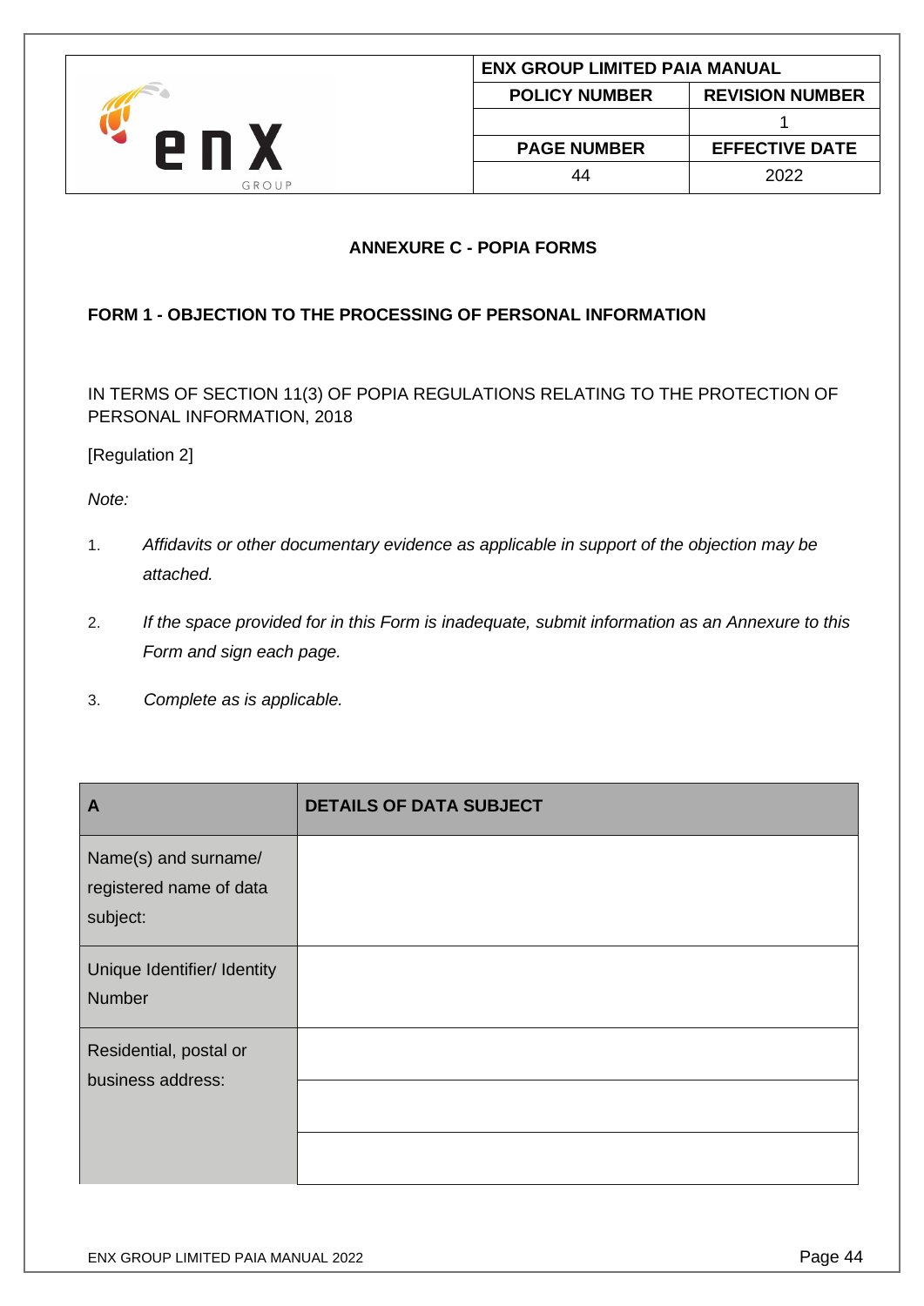## ANNEXURE C - POPIA FORMS

### FORM 1 - OBJECTION TO THE PROCESSING OF PERSONAL INFORMATION

IN TERMS OF SECTION 11(3) OF POPIA REGULATIONS RELATING TO THE PROTECTION OF PERSONAL INFORMATION, 2018

[Regulation 2]

*Note:*

1. *Affidavits or other documentary evidence as applicable in support of the objection may be attached.*
2. *If the space provided for in this Form is inadequate, submit information as an Annexure to this Form and sign each page.*
3. *Complete as is applicable.*

| **A** | **DETAILS OF DATA SUBJECT** |
|---|---|
| Name(s) and surname/ registered name of data subject: | |
| Unique Identifier/ Identity Number | |
| Residential, postal or business address: | |
| | |
| | |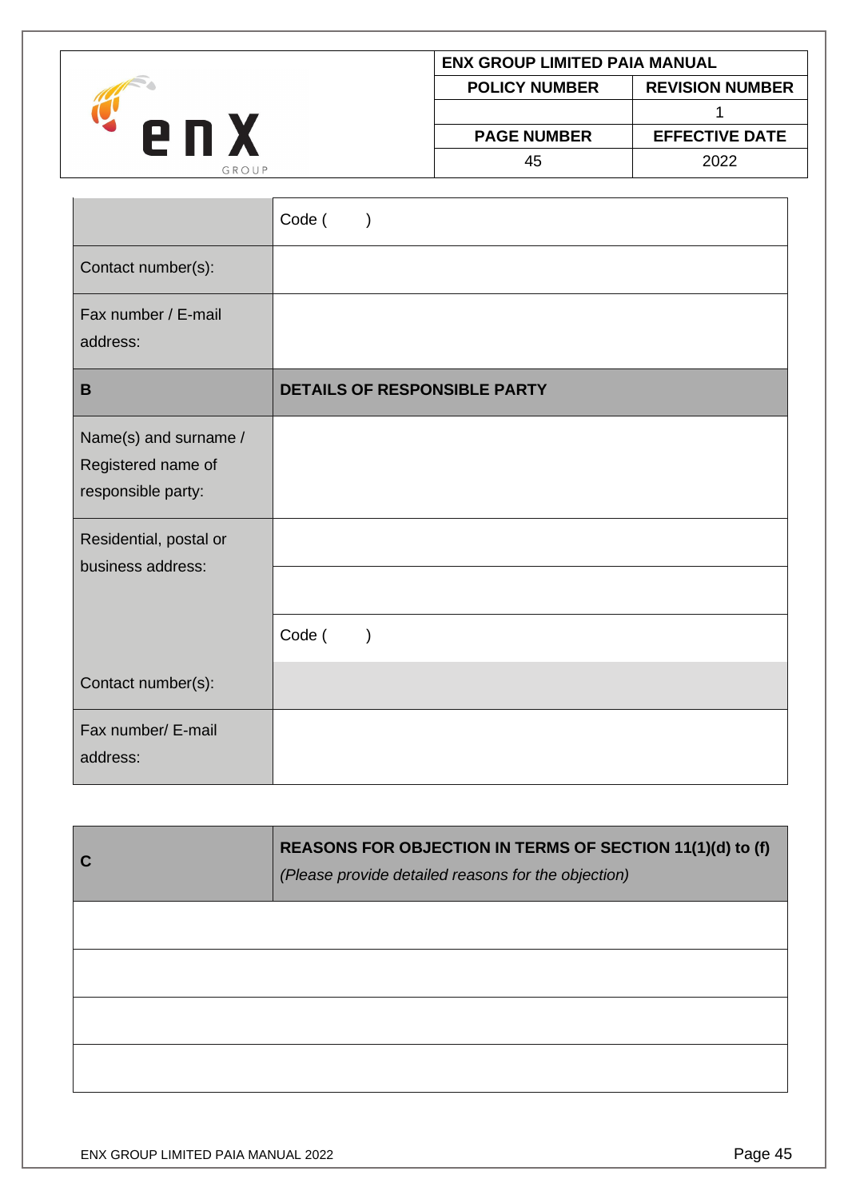| | Code ( ) |
|---|---|
| Contact number(s): | |
| Fax number / E-mail address: | |
| **B** | **DETAILS OF RESPONSIBLE PARTY** |
| Name(s) and surname / Registered name of responsible party: | |
| Residential, postal or business address: | |
| | |
| | Code ( ) |
| Contact number(s): | |
| Fax number/ E-mail address: | |

| **C** | **REASONS FOR OBJECTION IN TERMS OF SECTION 11(1)(d) to (f)** *(Please provide detailed reasons for the objection)* |
|---|---|
| | |
| | |
| | |
| | |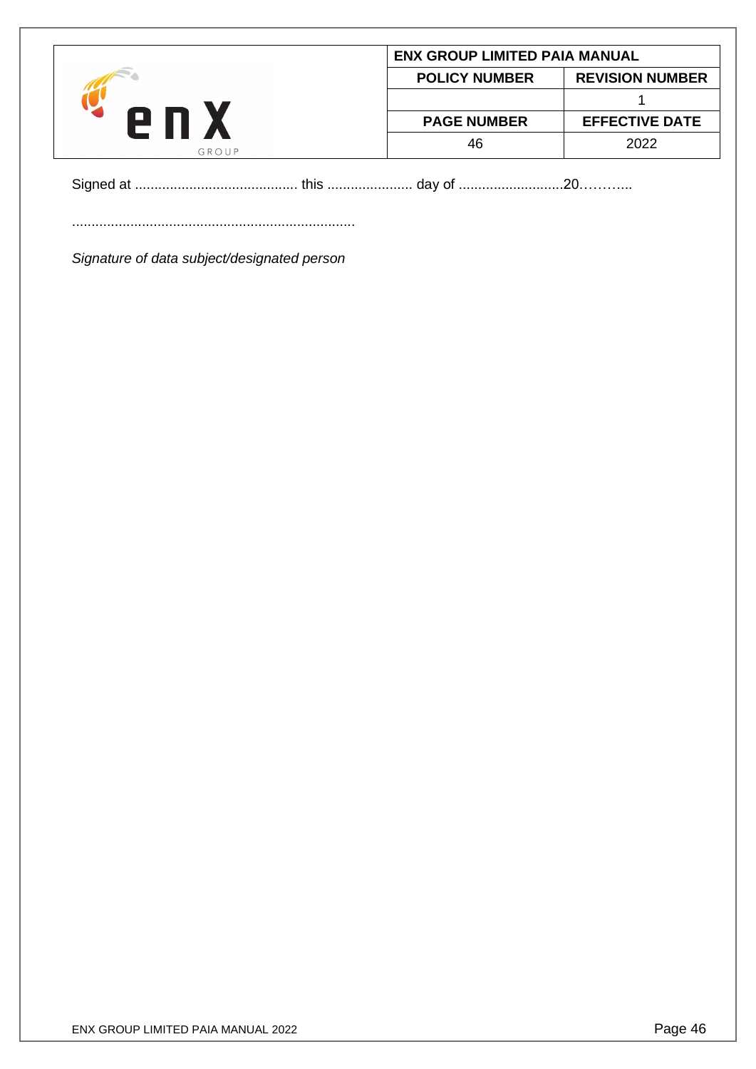Signed at .......................................... this ...................... day of ...........................20………..

.........................................................................

*Signature of data subject/designated person*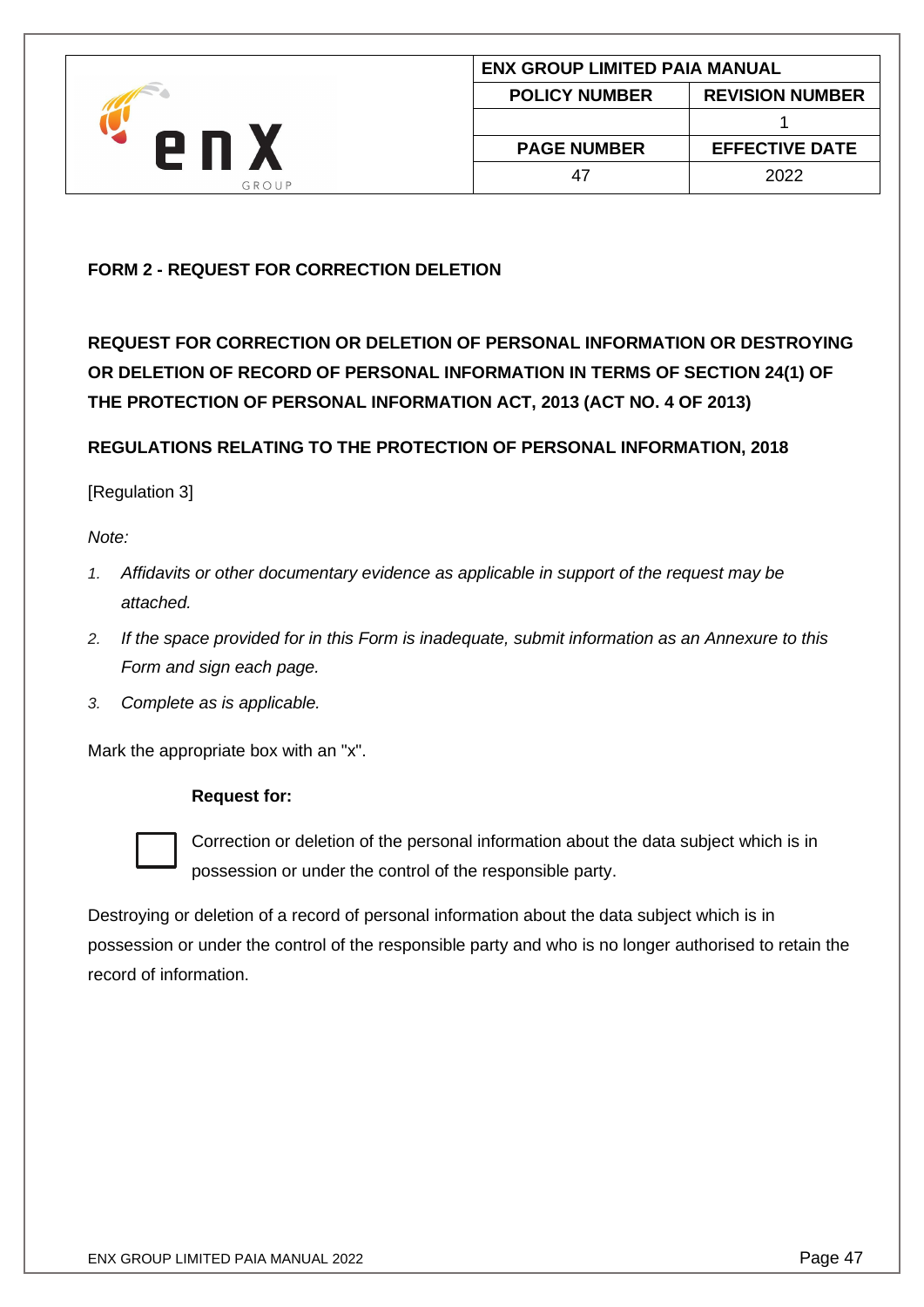**FORM 2 - REQUEST FOR CORRECTION DELETION**

**REQUEST FOR CORRECTION OR DELETION OF PERSONAL INFORMATION OR DESTROYING OR DELETION OF RECORD OF PERSONAL INFORMATION IN TERMS OF SECTION 24(1) OF THE PROTECTION OF PERSONAL INFORMATION ACT, 2013 (ACT NO. 4 OF 2013)**

**REGULATIONS RELATING TO THE PROTECTION OF PERSONAL INFORMATION, 2018**

[Regulation 3]

*Note:*

1. *Affidavits or other documentary evidence as applicable in support of the request may be attached.*
2. *If the space provided for in this Form is inadequate, submit information as an Annexure to this Form and sign each page.*
3. *Complete as is applicable.*

Mark the appropriate box with an "x".

**Request for:**

☐ Correction or deletion of the personal information about the data subject which is in possession or under the control of the responsible party.

Destroying or deletion of a record of personal information about the data subject which is in possession or under the control of the responsible party and who is no longer authorised to retain the record of information.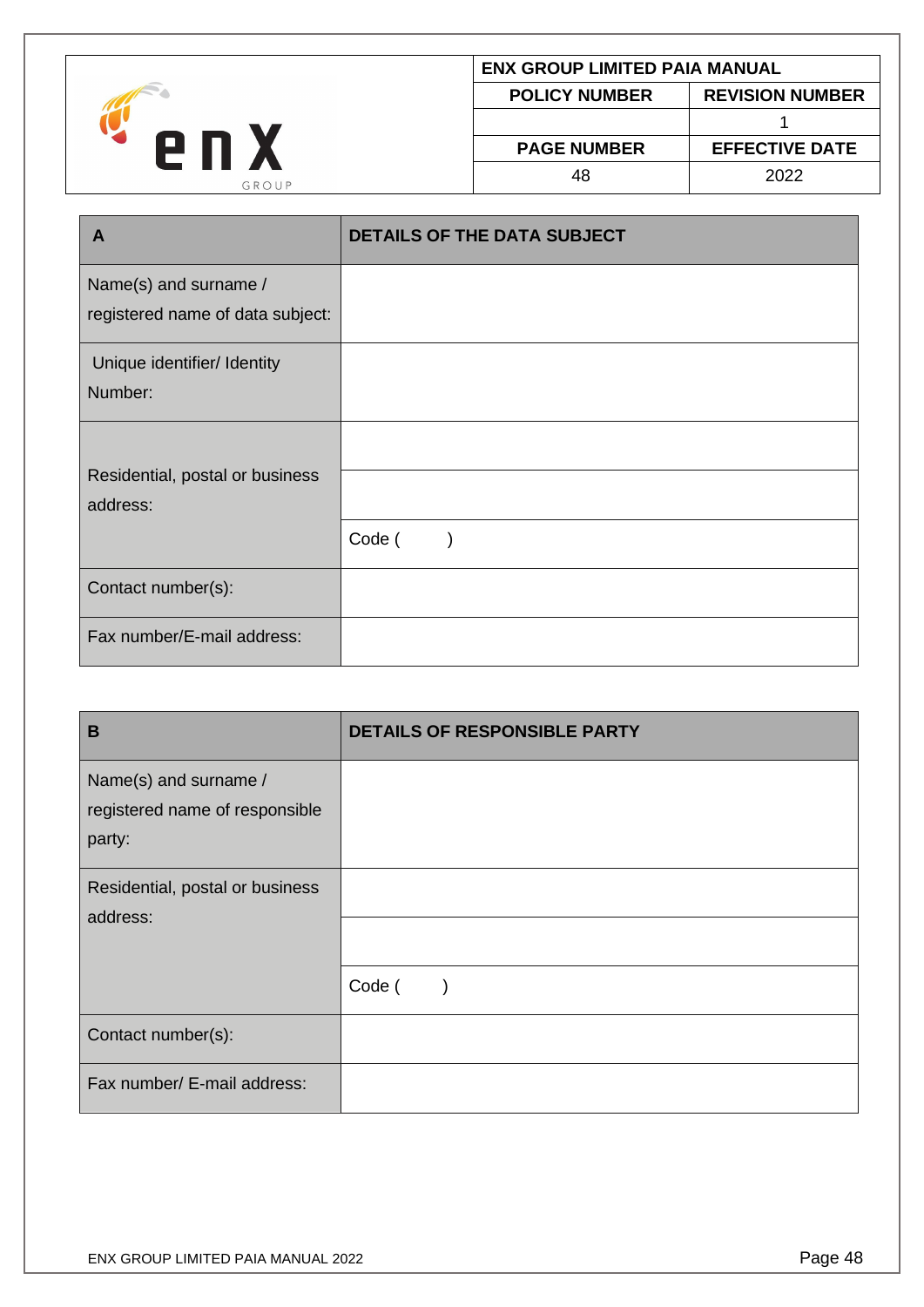| A | DETAILS OF THE DATA SUBJECT |
|---|---|
| Name(s) and surname / registered name of data subject: | |
| Unique identifier/ Identity Number: | |
| Residential, postal or business address: | |
| | |
| | Code ( ) |
| Contact number(s): | |
| Fax number/E-mail address: | |

| B | DETAILS OF RESPONSIBLE PARTY |
|---|---|
| Name(s) and surname / registered name of responsible party: | |
| Residential, postal or business address: | |
| | |
| | Code ( ) |
| Contact number(s): | |
| Fax number/ E-mail address: | |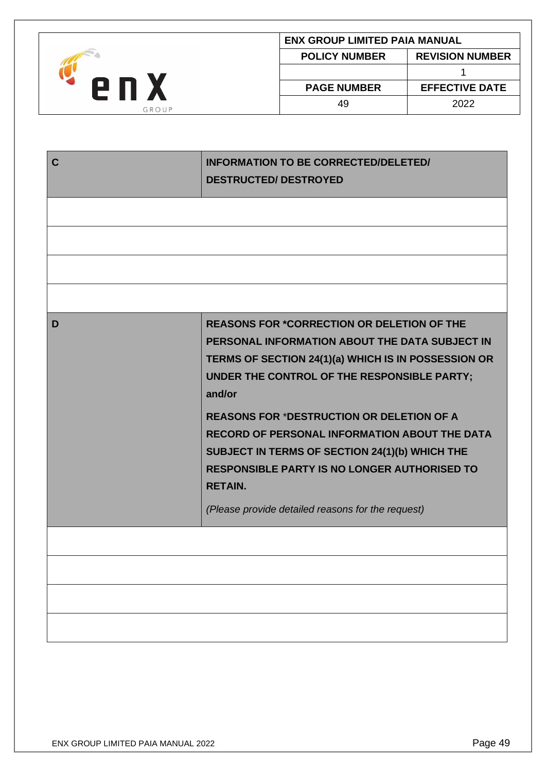| C | INFORMATION TO BE CORRECTED/DELETED/ DESTRUCTED/ DESTROYED |
|---|---|
| | |
| | |
| | |
| | |
| **D** | **REASONS FOR *CORRECTION OR DELETION OF THE PERSONAL INFORMATION ABOUT THE DATA SUBJECT IN TERMS OF SECTION 24(1)(a) WHICH IS IN POSSESSION OR UNDER THE CONTROL OF THE RESPONSIBLE PARTY; and/or**<br><br>**REASONS FOR *DESTRUCTION OR DELETION OF A RECORD OF PERSONAL INFORMATION ABOUT THE DATA SUBJECT IN TERMS OF SECTION 24(1)(b) WHICH THE RESPONSIBLE PARTY IS NO LONGER AUTHORISED TO RETAIN.**<br><br>*(Please provide detailed reasons for the request)* |
| | |
| | |
| | |
| | |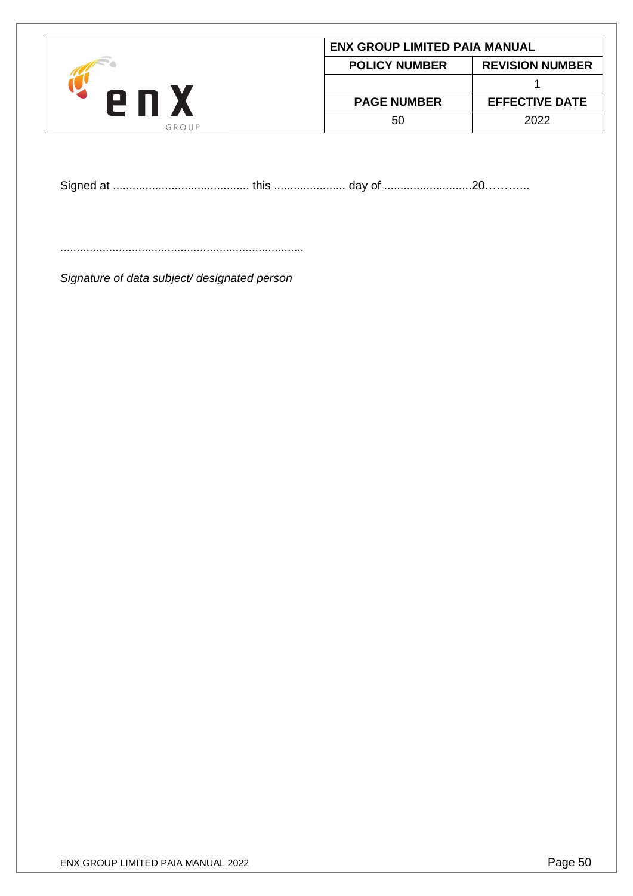Signed at .......................................... this ...................... day of ...........................20………...

...........................................................................

*Signature of data subject/ designated person*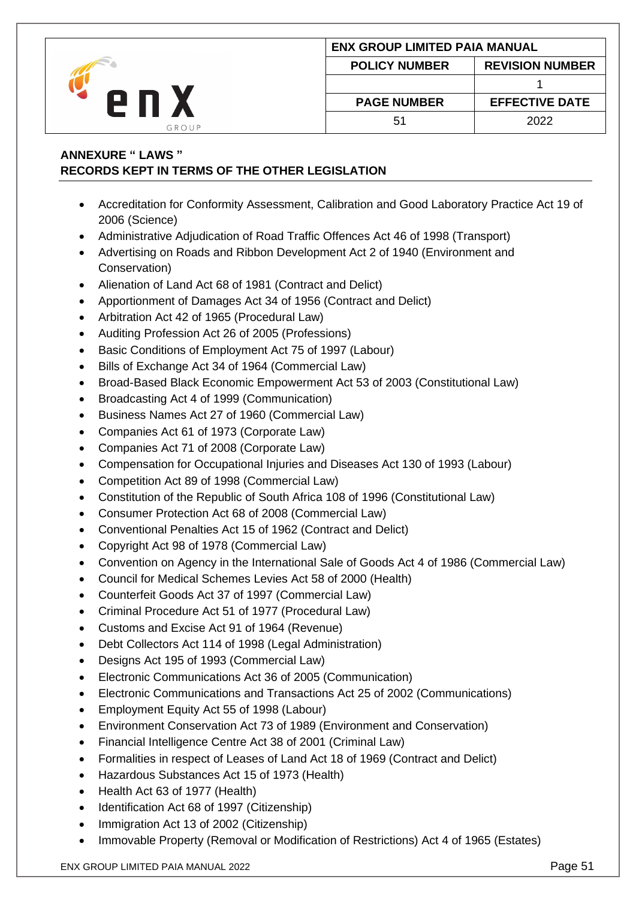**ANNEXURE " LAWS "**
**RECORDS KEPT IN TERMS OF THE OTHER LEGISLATION**

- Accreditation for Conformity Assessment, Calibration and Good Laboratory Practice Act 19 of 2006 (Science)
- Administrative Adjudication of Road Traffic Offences Act 46 of 1998 (Transport)
- Advertising on Roads and Ribbon Development Act 2 of 1940 (Environment and Conservation)
- Alienation of Land Act 68 of 1981 (Contract and Delict)
- Apportionment of Damages Act 34 of 1956 (Contract and Delict)
- Arbitration Act 42 of 1965 (Procedural Law)
- Auditing Profession Act 26 of 2005 (Professions)
- Basic Conditions of Employment Act 75 of 1997 (Labour)
- Bills of Exchange Act 34 of 1964 (Commercial Law)
- Broad-Based Black Economic Empowerment Act 53 of 2003 (Constitutional Law)
- Broadcasting Act 4 of 1999 (Communication)
- Business Names Act 27 of 1960 (Commercial Law)
- Companies Act 61 of 1973 (Corporate Law)
- Companies Act 71 of 2008 (Corporate Law)
- Compensation for Occupational Injuries and Diseases Act 130 of 1993 (Labour)
- Competition Act 89 of 1998 (Commercial Law)
- Constitution of the Republic of South Africa 108 of 1996 (Constitutional Law)
- Consumer Protection Act 68 of 2008 (Commercial Law)
- Conventional Penalties Act 15 of 1962 (Contract and Delict)
- Copyright Act 98 of 1978 (Commercial Law)
- Convention on Agency in the International Sale of Goods Act 4 of 1986 (Commercial Law)
- Council for Medical Schemes Levies Act 58 of 2000 (Health)
- Counterfeit Goods Act 37 of 1997 (Commercial Law)
- Criminal Procedure Act 51 of 1977 (Procedural Law)
- Customs and Excise Act 91 of 1964 (Revenue)
- Debt Collectors Act 114 of 1998 (Legal Administration)
- Designs Act 195 of 1993 (Commercial Law)
- Electronic Communications Act 36 of 2005 (Communication)
- Electronic Communications and Transactions Act 25 of 2002 (Communications)
- Employment Equity Act 55 of 1998 (Labour)
- Environment Conservation Act 73 of 1989 (Environment and Conservation)
- Financial Intelligence Centre Act 38 of 2001 (Criminal Law)
- Formalities in respect of Leases of Land Act 18 of 1969 (Contract and Delict)
- Hazardous Substances Act 15 of 1973 (Health)
- Health Act 63 of 1977 (Health)
- Identification Act 68 of 1997 (Citizenship)
- Immigration Act 13 of 2002 (Citizenship)
- Immovable Property (Removal or Modification of Restrictions) Act 4 of 1965 (Estates)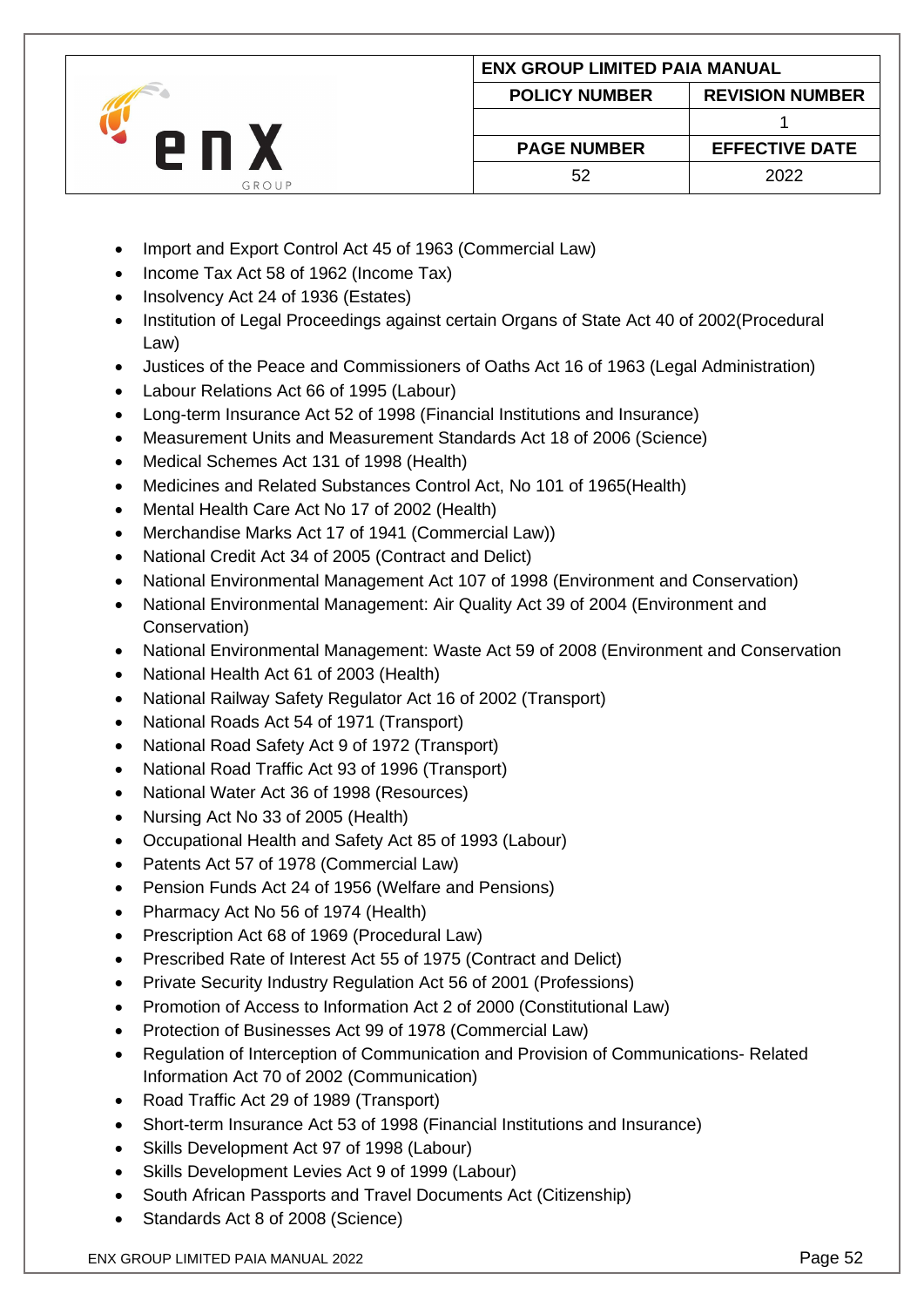- Import and Export Control Act 45 of 1963 (Commercial Law)
- Income Tax Act 58 of 1962 (Income Tax)
- Insolvency Act 24 of 1936 (Estates)
- Institution of Legal Proceedings against certain Organs of State Act 40 of 2002(Procedural Law)
- Justices of the Peace and Commissioners of Oaths Act 16 of 1963 (Legal Administration)
- Labour Relations Act 66 of 1995 (Labour)
- Long-term Insurance Act 52 of 1998 (Financial Institutions and Insurance)
- Measurement Units and Measurement Standards Act 18 of 2006 (Science)
- Medical Schemes Act 131 of 1998 (Health)
- Medicines and Related Substances Control Act, No 101 of 1965(Health)
- Mental Health Care Act No 17 of 2002 (Health)
- Merchandise Marks Act 17 of 1941 (Commercial Law))
- National Credit Act 34 of 2005 (Contract and Delict)
- National Environmental Management Act 107 of 1998 (Environment and Conservation)
- National Environmental Management: Air Quality Act 39 of 2004 (Environment and Conservation)
- National Environmental Management: Waste Act 59 of 2008 (Environment and Conservation
- National Health Act 61 of 2003 (Health)
- National Railway Safety Regulator Act 16 of 2002 (Transport)
- National Roads Act 54 of 1971 (Transport)
- National Road Safety Act 9 of 1972 (Transport)
- National Road Traffic Act 93 of 1996 (Transport)
- National Water Act 36 of 1998 (Resources)
- Nursing Act No 33 of 2005 (Health)
- Occupational Health and Safety Act 85 of 1993 (Labour)
- Patents Act 57 of 1978 (Commercial Law)
- Pension Funds Act 24 of 1956 (Welfare and Pensions)
- Pharmacy Act No 56 of 1974 (Health)
- Prescription Act 68 of 1969 (Procedural Law)
- Prescribed Rate of Interest Act 55 of 1975 (Contract and Delict)
- Private Security Industry Regulation Act 56 of 2001 (Professions)
- Promotion of Access to Information Act 2 of 2000 (Constitutional Law)
- Protection of Businesses Act 99 of 1978 (Commercial Law)
- Regulation of Interception of Communication and Provision of Communications- Related Information Act 70 of 2002 (Communication)
- Road Traffic Act 29 of 1989 (Transport)
- Short-term Insurance Act 53 of 1998 (Financial Institutions and Insurance)
- Skills Development Act 97 of 1998 (Labour)
- Skills Development Levies Act 9 of 1999 (Labour)
- South African Passports and Travel Documents Act (Citizenship)
- Standards Act 8 of 2008 (Science)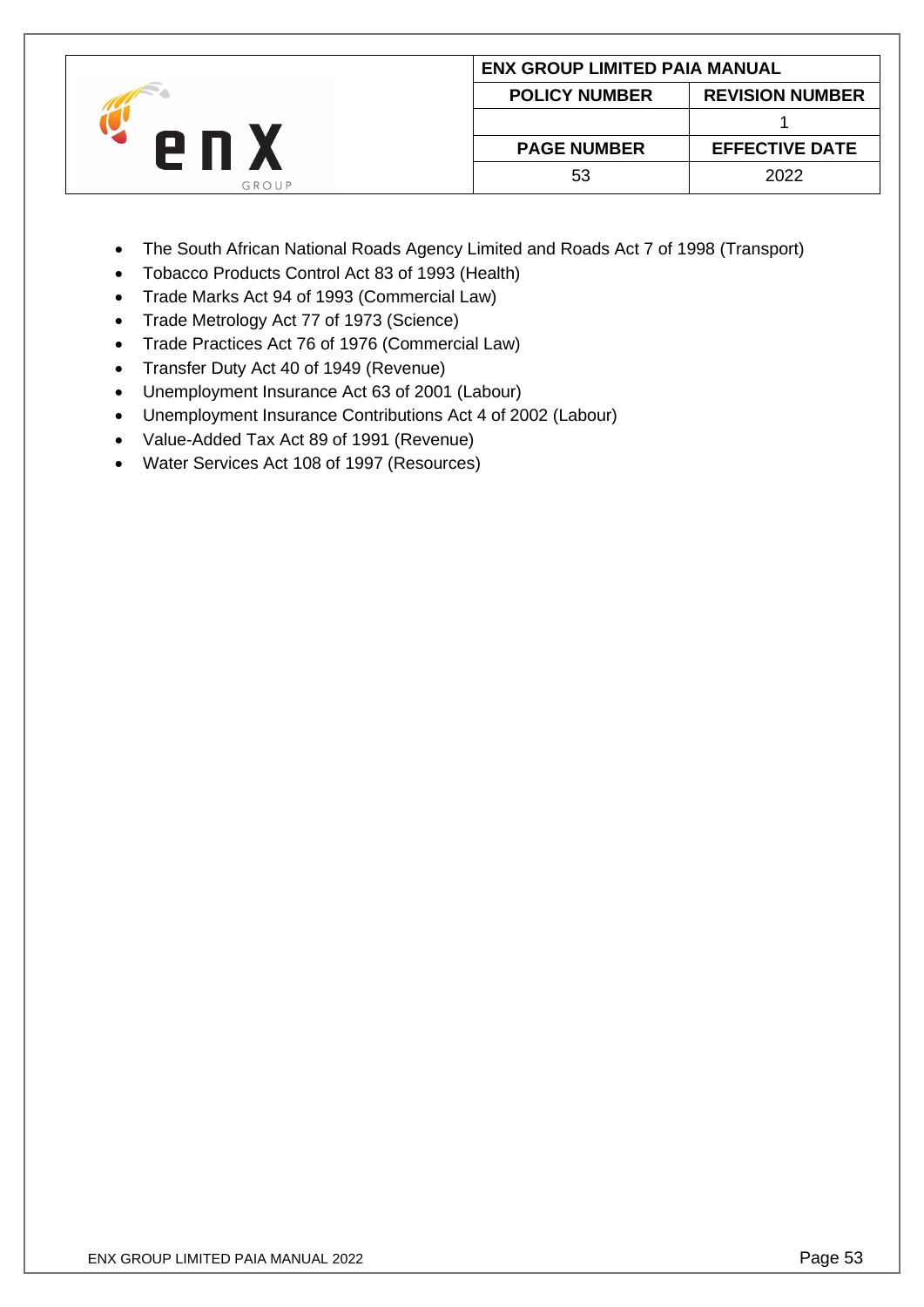- The South African National Roads Agency Limited and Roads Act 7 of 1998 (Transport)
- Tobacco Products Control Act 83 of 1993 (Health)
- Trade Marks Act 94 of 1993 (Commercial Law)
- Trade Metrology Act 77 of 1973 (Science)
- Trade Practices Act 76 of 1976 (Commercial Law)
- Transfer Duty Act 40 of 1949 (Revenue)
- Unemployment Insurance Act 63 of 2001 (Labour)
- Unemployment Insurance Contributions Act 4 of 2002 (Labour)
- Value-Added Tax Act 89 of 1991 (Revenue)
- Water Services Act 108 of 1997 (Resources)